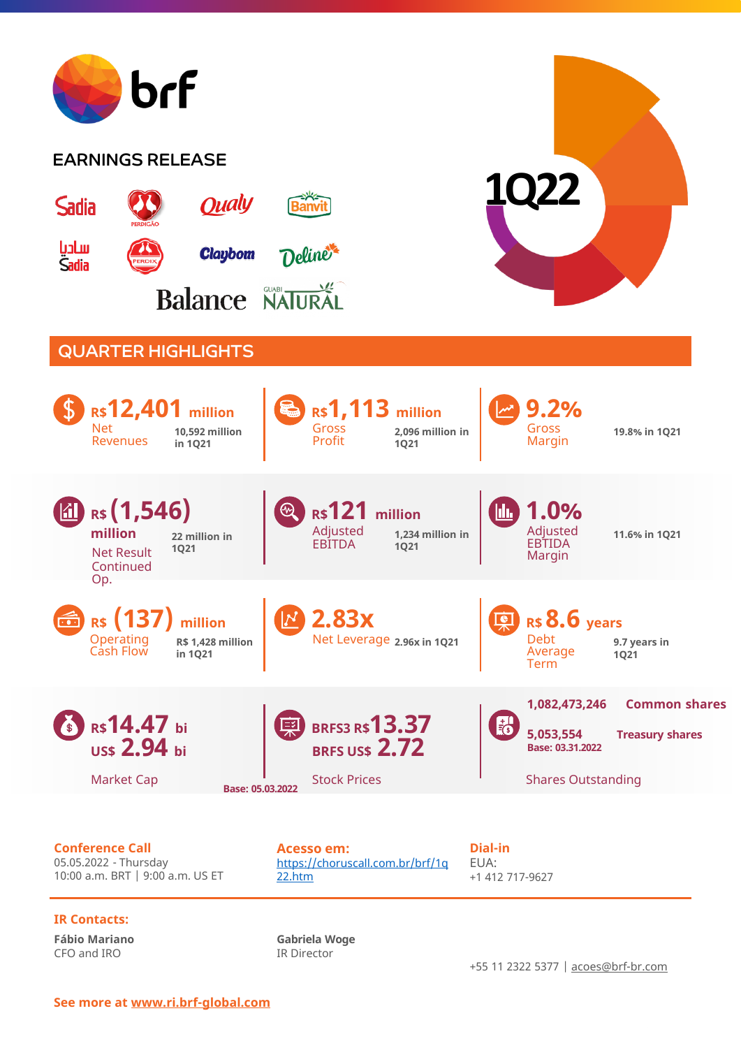brf

## EARNINGS RELEASE

Sadia, Perdigão, Qualy, Banvit, Sadia (Arabic), Perdix, Claybom, Deline, Balance, Guabi Natural

# 1Q22

## QUARTER HIGHLIGHTS

| | | |
|---|---|---|
| **R$12,401 million** Net Revenues — 10,592 million in 1Q21 | **R$1,113 million** Gross Profit — 2,096 million in 1Q21 | **9.2%** Gross Margin — 19.8% in 1Q21 |
| **R$ (1,546) million** Net Result Continued Op. — 22 million in 1Q21 | **R$121 million** Adjusted EBITDA — 1,234 million in 1Q21 | **1.0%** Adjusted EBTIDA Margin — 11.6% in 1Q21 |
| **R$ (137) million** Operating Cash Flow — R$ 1,428 million in 1Q21 | **2.83x** Net Leverage — 2.96x in 1Q21 | **R$ 8.6 years** Debt Average Term — 9.7 years in 1Q21 |
| **R$14.47 bi** / **US$ 2.94 bi** Market Cap | **BRFS3 R$13.37** / **BRFS US$ 2.72** Stock Prices (Base: 05.03.2022) | **1,082,473,246** Common shares / **5,053,554** Treasury shares (Base: 03.31.2022) — Shares Outstanding |

**Conference Call**
05.05.2022 - Thursday
10:00 a.m. BRT | 9:00 a.m. US ET

**Acesso em:**
https://choruscall.com.br/brf/1q22.htm

**Dial-in**
EUA:
+1 412 717-9627

**IR Contacts:**

**Fábio Mariano**
CFO and IRO

**Gabriela Woge**
IR Director

+55 11 2322 5377 | acoes@brf-br.com

**See more at www.ri.brf-global.com**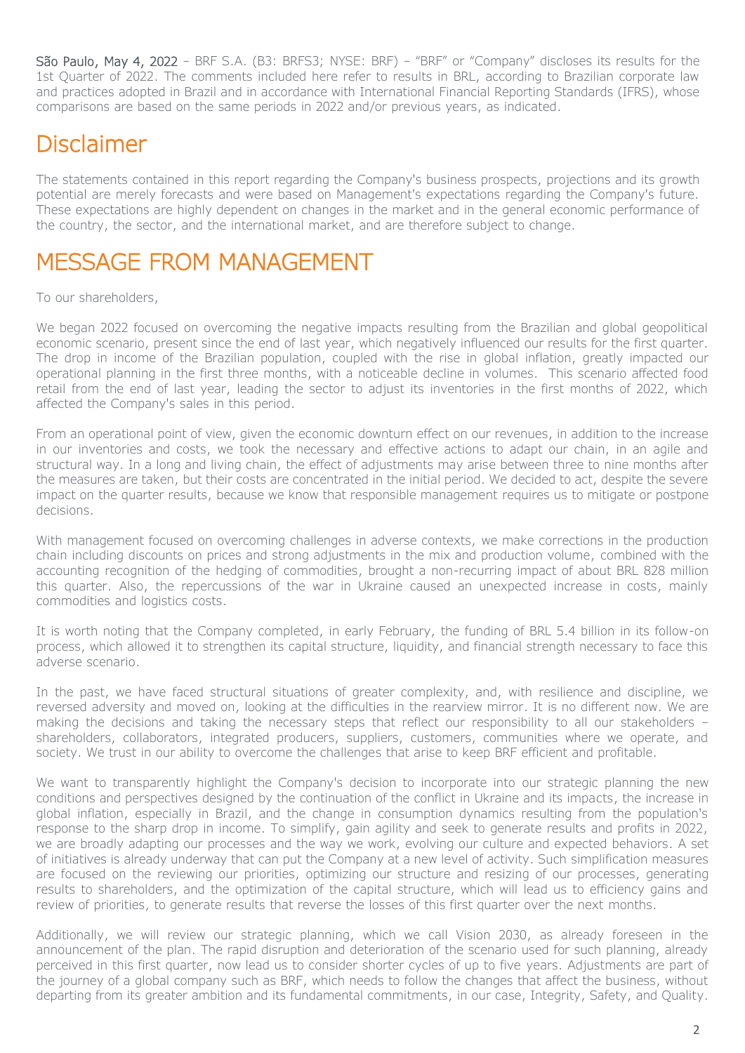São Paulo, May 4, 2022 – BRF S.A. (B3: BRFS3; NYSE: BRF) – "BRF" or "Company" discloses its results for the 1st Quarter of 2022. The comments included here refer to results in BRL, according to Brazilian corporate law and practices adopted in Brazil and in accordance with International Financial Reporting Standards (IFRS), whose comparisons are based on the same periods in 2022 and/or previous years, as indicated.

# Disclaimer

The statements contained in this report regarding the Company's business prospects, projections and its growth potential are merely forecasts and were based on Management's expectations regarding the Company's future. These expectations are highly dependent on changes in the market and in the general economic performance of the country, the sector, and the international market, and are therefore subject to change.

# MESSAGE FROM MANAGEMENT

To our shareholders,

We began 2022 focused on overcoming the negative impacts resulting from the Brazilian and global geopolitical economic scenario, present since the end of last year, which negatively influenced our results for the first quarter. The drop in income of the Brazilian population, coupled with the rise in global inflation, greatly impacted our operational planning in the first three months, with a noticeable decline in volumes. This scenario affected food retail from the end of last year, leading the sector to adjust its inventories in the first months of 2022, which affected the Company's sales in this period.

From an operational point of view, given the economic downturn effect on our revenues, in addition to the increase in our inventories and costs, we took the necessary and effective actions to adapt our chain, in an agile and structural way. In a long and living chain, the effect of adjustments may arise between three to nine months after the measures are taken, but their costs are concentrated in the initial period. We decided to act, despite the severe impact on the quarter results, because we know that responsible management requires us to mitigate or postpone decisions.

With management focused on overcoming challenges in adverse contexts, we make corrections in the production chain including discounts on prices and strong adjustments in the mix and production volume, combined with the accounting recognition of the hedging of commodities, brought a non-recurring impact of about BRL 828 million this quarter. Also, the repercussions of the war in Ukraine caused an unexpected increase in costs, mainly commodities and logistics costs.

It is worth noting that the Company completed, in early February, the funding of BRL 5.4 billion in its follow-on process, which allowed it to strengthen its capital structure, liquidity, and financial strength necessary to face this adverse scenario.

In the past, we have faced structural situations of greater complexity, and, with resilience and discipline, we reversed adversity and moved on, looking at the difficulties in the rearview mirror. It is no different now. We are making the decisions and taking the necessary steps that reflect our responsibility to all our stakeholders – shareholders, collaborators, integrated producers, suppliers, customers, communities where we operate, and society. We trust in our ability to overcome the challenges that arise to keep BRF efficient and profitable.

We want to transparently highlight the Company's decision to incorporate into our strategic planning the new conditions and perspectives designed by the continuation of the conflict in Ukraine and its impacts, the increase in global inflation, especially in Brazil, and the change in consumption dynamics resulting from the population's response to the sharp drop in income. To simplify, gain agility and seek to generate results and profits in 2022, we are broadly adapting our processes and the way we work, evolving our culture and expected behaviors. A set of initiatives is already underway that can put the Company at a new level of activity. Such simplification measures are focused on the reviewing our priorities, optimizing our structure and resizing of our processes, generating results to shareholders, and the optimization of the capital structure, which will lead us to efficiency gains and review of priorities, to generate results that reverse the losses of this first quarter over the next months.

Additionally, we will review our strategic planning, which we call Vision 2030, as already foreseen in the announcement of the plan. The rapid disruption and deterioration of the scenario used for such planning, already perceived in this first quarter, now lead us to consider shorter cycles of up to five years. Adjustments are part of the journey of a global company such as BRF, which needs to follow the changes that affect the business, without departing from its greater ambition and its fundamental commitments, in our case, Integrity, Safety, and Quality.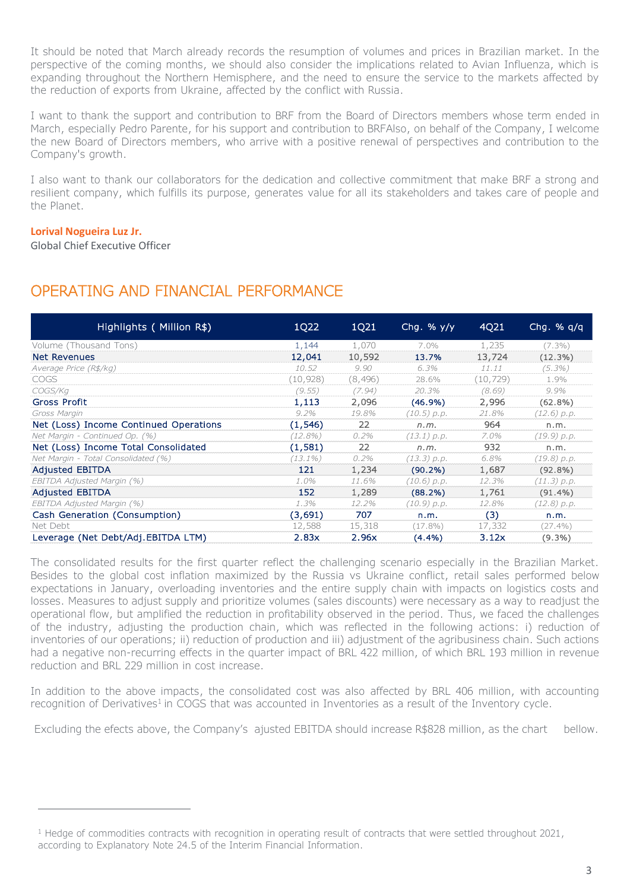It should be noted that March already records the resumption of volumes and prices in Brazilian market. In the perspective of the coming months, we should also consider the implications related to Avian Influenza, which is expanding throughout the Northern Hemisphere, and the need to ensure the service to the markets affected by the reduction of exports from Ukraine, affected by the conflict with Russia.

I want to thank the support and contribution to BRF from the Board of Directors members whose term ended in March, especially Pedro Parente, for his support and contribution to BRFAlso, on behalf of the Company, I welcome the new Board of Directors members, who arrive with a positive renewal of perspectives and contribution to the Company's growth.

I also want to thank our collaborators for the dedication and collective commitment that make BRF a strong and resilient company, which fulfills its purpose, generates value for all its stakeholders and takes care of people and the Planet.

**Lorival Nogueira Luz Jr.**
Global Chief Executive Officer

# OPERATING AND FINANCIAL PERFORMANCE

| Highlights ( Million R$) | 1Q22 | 1Q21 | Chg. % y/y | 4Q21 | Chg. % q/q |
|---|---|---|---|---|---|
| Volume (Thousand Tons) | 1,144 | 1,070 | 7.0% | 1,235 | (7.3%) |
| **Net Revenues** | **12,041** | **10,592** | **13.7%** | **13,724** | **(12.3%)** |
| *Average Price (R$/kg)* | *10.52* | *9.90* | *6.3%* | *11.11* | *(5.3%)* |
| COGS | (10,928) | (8,496) | 28.6% | (10,729) | 1.9% |
| *COGS/Kg* | *(9.55)* | *(7.94)* | *20.3%* | *(8.69)* | *9.9%* |
| **Gross Profit** | **1,113** | **2,096** | **(46.9%)** | **2,996** | **(62.8%)** |
| *Gross Margin* | *9.2%* | *19.8%* | *(10.5) p.p.* | *21.8%* | *(12.6) p.p.* |
| **Net (Loss) Income Continued Operations** | **(1,546)** | **22** | *n.m.* | **964** | n.m. |
| *Net Margin - Continued Op. (%)* | *(12.8%)* | *0.2%* | *(13.1) p.p.* | *7.0%* | *(19.9) p.p.* |
| **Net (Loss) Income Total Consolidated** | **(1,581)** | **22** | *n.m.* | **932** | n.m. |
| *Net Margin - Total Consolidated (%)* | *(13.1%)* | *0.2%* | *(13.3) p.p.* | *6.8%* | *(19.8) p.p.* |
| **Adjusted EBITDA** | **121** | **1,234** | **(90.2%)** | **1,687** | **(92.8%)** |
| *EBITDA Adjusted Margin (%)* | *1.0%* | *11.6%* | *(10.6) p.p.* | *12.3%* | *(11.3) p.p.* |
| **Adjusted EBITDA** | **152** | **1,289** | **(88.2%)** | **1,761** | **(91.4%)** |
| *EBITDA Adjusted Margin (%)* | *1.3%* | *12.2%* | *(10.9) p.p.* | *12.8%* | *(12.8) p.p.* |
| **Cash Generation (Consumption)** | **(3,691)** | **707** | n.m. | **(3)** | n.m. |
| Net Debt | 12,588 | 15,318 | (17.8%) | 17,332 | (27.4%) |
| **Leverage (Net Debt/Adj.EBITDA LTM)** | **2.83x** | **2.96x** | **(4.4%)** | **3.12x** | **(9.3%)** |

The consolidated results for the first quarter reflect the challenging scenario especially in the Brazilian Market. Besides to the global cost inflation maximized by the Russia vs Ukraine conflict, retail sales performed below expectations in January, overloading inventories and the entire supply chain with impacts on logistics costs and losses. Measures to adjust supply and prioritize volumes (sales discounts) were necessary as a way to readjust the operational flow, but amplified the reduction in profitability observed in the period. Thus, we faced the challenges of the industry, adjusting the production chain, which was reflected in the following actions: i) reduction of inventories of our operations; ii) reduction of production and iii) adjustment of the agribusiness chain. Such actions had a negative non-recurring effects in the quarter impact of BRL 422 million, of which BRL 193 million in revenue reduction and BRL 229 million in cost increase.

In addition to the above impacts, the consolidated cost was also affected by BRL 406 million, with accounting recognition of Derivatives[1] in COGS that was accounted in Inventories as a result of the Inventory cycle.

Excluding the efects above, the Company's ajusted EBITDA should increase R$828 million, as the chart bellow.

[1] Hedge of commodities contracts with recognition in operating result of contracts that were settled throughout 2021, according to Explanatory Note 24.5 of the Interim Financial Information.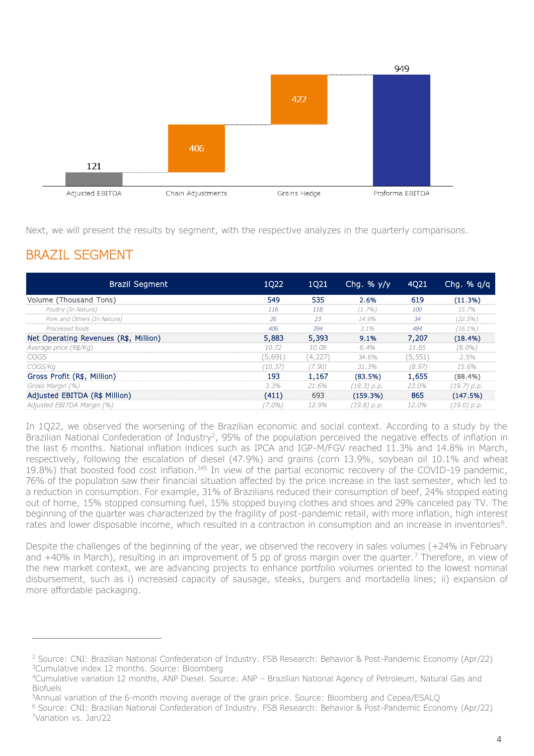| | Adjusted EBITDA | Chain Adjustments | Grains Hedge | Proforma EBITDA |
|---|---|---|---|---|
| | 121 | 406 | 422 | 949 |

Next, we will present the results by segment, with the respective analyzes in the quarterly comparisons.

## BRAZIL SEGMENT

| Brazil Segment | 1Q22 | 1Q21 | Chg. % y/y | 4Q21 | Chg. % q/q |
|---|---|---|---|---|---|
| Volume (Thousand Tons) | 549 | 535 | 2.6% | 619 | (11.3%) |
| *Poultry (In Natura)* | *116* | *118* | *(1.7%)* | *100* | *15.7%* |
| *Pork and Others (In Natura)* | *26* | *23* | *14.9%* | *34* | *(22.5%)* |
| *Processed foods* | *406* | *394* | *3.1%* | *484* | *(16.1%)* |
| Net Operating Revenues (R$, Million) | 5,883 | 5,393 | 9.1% | 7,207 | (18.4%) |
| *Average price (R$/Kg)* | *10.72* | *10.08* | *6.4%* | *11.65* | *(8.0%)* |
| COGS | (5,691) | (4,227) | 34.6% | (5,551) | 2.5% |
| *COGS/Kg* | *(10.37)* | *(7.90)* | *31.3%* | *(8.97)* | *15.6%* |
| Gross Profit (R$, Million) | 193 | 1,167 | (83.5%) | 1,655 | (88.4%) |
| *Gross Margin (%)* | *3.3%* | *21.6%* | *(18.3) p.p.* | *23.0%* | *(19.7) p.p.* |
| Adjusted EBITDA (R$ Million) | (411) | 693 | (159.3%) | 865 | (147.5%) |
| *Adjusted EBITDA Margin (%)* | *(7.0%)* | *12.9%* | *(19.8) p.p.* | *12.0%* | *(19.0) p.p.* |

In 1Q22, we observed the worsening of the Brazilian economic and social context. According to a study by the Brazilian National Confederation of Industry[2], 95% of the population perceived the negative effects of inflation in the last 6 months. National inflation indices such as IPCA and IGP-M/FGV reached 11.3% and 14.8% in March, respectively, following the escalation of diesel (47.9%) and grains (corn 13.9%, soybean oil 10.1% and wheat 19.8%) that boosted food cost inflation.[345] In view of the partial economic recovery of the COVID-19 pandemic, 76% of the population saw their financial situation affected by the price increase in the last semester, which led to a reduction in consumption. For example, 31% of Brazilians reduced their consumption of beef, 24% stopped eating out of home, 15% stopped consuming fuel, 15% stopped buying clothes and shoes and 29% canceled pay TV. The beginning of the quarter was characterized by the fragility of post-pandemic retail, with more inflation, high interest rates and lower disposable income, which resulted in a contraction in consumption and an increase in inventories[6].

Despite the challenges of the beginning of the year, we observed the recovery in sales volumes (+24% in February and +40% in March), resulting in an improvement of 5 pp of gross margin over the quarter.[7] Therefore, in view of the new market context, we are advancing projects to enhance portfolio volumes oriented to the lowest nominal disbursement, such as i) increased capacity of sausage, steaks, burgers and mortadella lines; ii) expansion of more affordable packaging.

---

[2] Source: CNI: Brazilian National Confederation of Industry. FSB Research: Behavior & Post-Pandemic Economy (Apr/22)
[3] Cumulative index 12 months. Source: Bloomberg
[4] Cumulative variation 12 months, ANP Diesel. Source: ANP – Brazilian National Agency of Petroleum, Natural Gas and Biofuels
[5] Annual variation of the 6-month moving average of the grain price. Source: Bloomberg and Cepea/ESALQ
[6] Source: CNI: Brazilian National Confederation of Industry. FSB Research: Behavior & Post-Pandemic Economy (Apr/22)
[7] Variation vs. Jan/22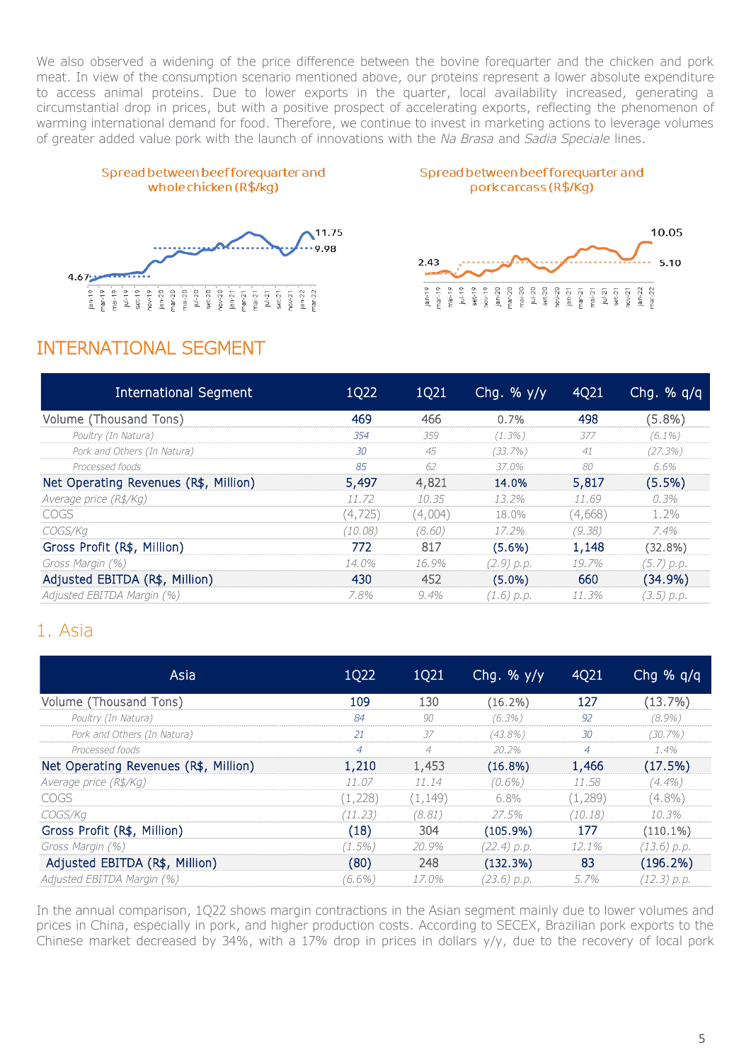We also observed a widening of the price difference between the bovine forequarter and the chicken and pork meat. In view of the consumption scenario mentioned above, our proteins represent a lower absolute expenditure to access animal proteins. Due to lower exports in the quarter, local availability increased, generating a circumstantial drop in prices, but with a positive prospect of accelerating exports, reflecting the phenomenon of warming international demand for food. Therefore, we continue to invest in marketing actions to leverage volumes of greater added value pork with the launch of innovations with the *Na Brasa* and *Sadia Speciale* lines.

Spread between beef forequarter and whole chicken (R$/kg)

Spread between beef forequarter and pork carcass (R$/Kg)

## INTERNATIONAL SEGMENT

| International Segment | 1Q22 | 1Q21 | Chg. % y/y | 4Q21 | Chg. % q/q |
|---|---|---|---|---|---|
| Volume (Thousand Tons) | 469 | 466 | 0.7% | 498 | (5.8%) |
| *Poultry (In Natura)* | *354* | *359* | *(1.3%)* | *377* | *(6.1%)* |
| *Pork and Others (In Natura)* | *30* | *45* | *(33.7%)* | *41* | *(27.3%)* |
| *Processed foods* | *85* | *62* | *37.0%* | *80* | *6.6%* |
| Net Operating Revenues (R$, Million) | 5,497 | 4,821 | 14.0% | 5,817 | (5.5%) |
| *Average price (R$/Kg)* | *11.72* | *10.35* | *13.2%* | *11.69* | *0.3%* |
| COGS | (4,725) | (4,004) | 18.0% | (4,668) | 1.2% |
| *COGS/Kg* | *(10.08)* | *(8.60)* | *17.2%* | *(9.38)* | *7.4%* |
| Gross Profit (R$, Million) | 772 | 817 | (5.6%) | 1,148 | (32.8%) |
| *Gross Margin (%)* | *14.0%* | *16.9%* | *(2.9) p.p.* | *19.7%* | *(5.7) p.p.* |
| Adjusted EBITDA (R$, Million) | 430 | 452 | (5.0%) | 660 | (34.9%) |
| *Adjusted EBITDA Margin (%)* | *7.8%* | *9.4%* | *(1.6) p.p.* | *11.3%* | *(3.5) p.p.* |

### 1. Asia

| Asia | 1Q22 | 1Q21 | Chg. % y/y | 4Q21 | Chg % q/q |
|---|---|---|---|---|---|
| Volume (Thousand Tons) | 109 | 130 | (16.2%) | 127 | (13.7%) |
| *Poultry (In Natura)* | *84* | *90* | *(6.3%)* | *92* | *(8.9%)* |
| *Pork and Others (In Natura)* | *21* | *37* | *(43.8%)* | *30* | *(30.7%)* |
| *Processed foods* | *4* | *4* | *20.2%* | *4* | *1.4%* |
| Net Operating Revenues (R$, Million) | 1,210 | 1,453 | (16.8%) | 1,466 | (17.5%) |
| *Average price (R$/Kg)* | *11.07* | *11.14* | *(0.6%)* | *11.58* | *(4.4%)* |
| COGS | (1,228) | (1,149) | 6.8% | (1,289) | (4.8%) |
| *COGS/Kg* | *(11.23)* | *(8.81)* | *27.5%* | *(10.18)* | *10.3%* |
| Gross Profit (R$, Million) | (18) | 304 | (105.9%) | 177 | (110.1%) |
| *Gross Margin (%)* | *(1.5%)* | *20.9%* | *(22.4) p.p.* | *12.1%* | *(13.6) p.p.* |
| Adjusted EBITDA (R$, Million) | (80) | 248 | (132.3%) | 83 | (196.2%) |
| *Adjusted EBITDA Margin (%)* | *(6.6%)* | *17.0%* | *(23.6) p.p.* | *5.7%* | *(12.3) p.p.* |

In the annual comparison, 1Q22 shows margin contractions in the Asian segment mainly due to lower volumes and prices in China, especially in pork, and higher production costs. According to SECEX, Brazilian pork exports to the Chinese market decreased by 34%, with a 17% drop in prices in dollars y/y, due to the recovery of local pork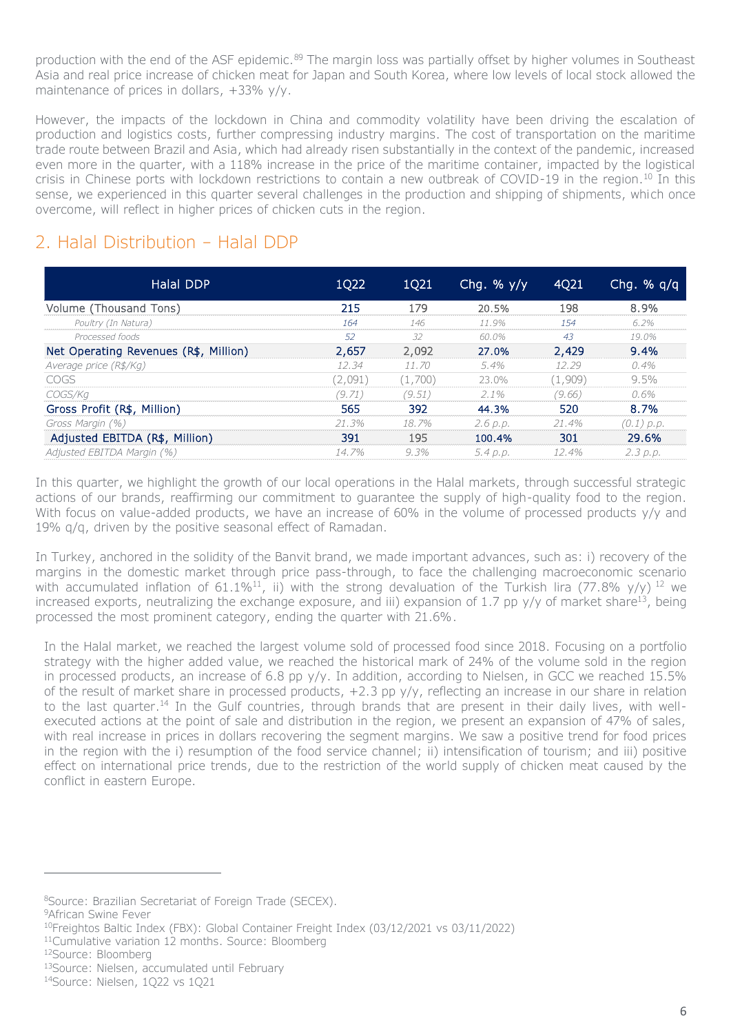production with the end of the ASF epidemic.[8,9] The margin loss was partially offset by higher volumes in Southeast Asia and real price increase of chicken meat for Japan and South Korea, where low levels of local stock allowed the maintenance of prices in dollars, +33% y/y.

However, the impacts of the lockdown in China and commodity volatility have been driving the escalation of production and logistics costs, further compressing industry margins. The cost of transportation on the maritime trade route between Brazil and Asia, which had already risen substantially in the context of the pandemic, increased even more in the quarter, with a 118% increase in the price of the maritime container, impacted by the logistical crisis in Chinese ports with lockdown restrictions to contain a new outbreak of COVID-19 in the region.[10] In this sense, we experienced in this quarter several challenges in the production and shipping of shipments, which once overcome, will reflect in higher prices of chicken cuts in the region.

## 2. Halal Distribution – Halal DDP

| Halal DDP | 1Q22 | 1Q21 | Chg. % y/y | 4Q21 | Chg. % q/q |
|---|---|---|---|---|---|
| Volume (Thousand Tons) | 215 | 179 | 20.5% | 198 | 8.9% |
| *Poultry (In Natura)* | *164* | *146* | *11.9%* | *154* | *6.2%* |
| *Processed foods* | *52* | *32* | *60.0%* | *43* | *19.0%* |
| Net Operating Revenues (R$, Million) | 2,657 | 2,092 | 27.0% | 2,429 | 9.4% |
| *Average price (R$/Kg)* | *12.34* | *11.70* | *5.4%* | *12.29* | *0.4%* |
| COGS | (2,091) | (1,700) | 23.0% | (1,909) | 9.5% |
| *COGS/Kg* | *(9.71)* | *(9.51)* | *2.1%* | *(9.66)* | *0.6%* |
| Gross Profit (R$, Million) | 565 | 392 | 44.3% | 520 | 8.7% |
| *Gross Margin (%)* | *21.3%* | *18.7%* | *2.6 p.p.* | *21.4%* | *(0.1) p.p.* |
| Adjusted EBITDA (R$, Million) | 391 | 195 | 100.4% | 301 | 29.6% |
| *Adjusted EBITDA Margin (%)* | *14.7%* | *9.3%* | *5.4 p.p.* | *12.4%* | *2.3 p.p.* |

In this quarter, we highlight the growth of our local operations in the Halal markets, through successful strategic actions of our brands, reaffirming our commitment to guarantee the supply of high-quality food to the region. With focus on value-added products, we have an increase of 60% in the volume of processed products y/y and 19% q/q, driven by the positive seasonal effect of Ramadan.

In Turkey, anchored in the solidity of the Banvit brand, we made important advances, such as: i) recovery of the margins in the domestic market through price pass-through, to face the challenging macroeconomic scenario with accumulated inflation of 61.1%[11], ii) with the strong devaluation of the Turkish lira (77.8% y/y) [12] we increased exports, neutralizing the exchange exposure, and iii) expansion of 1.7 pp y/y of market share[13], being processed the most prominent category, ending the quarter with 21.6%.

In the Halal market, we reached the largest volume sold of processed food since 2018. Focusing on a portfolio strategy with the higher added value, we reached the historical mark of 24% of the volume sold in the region in processed products, an increase of 6.8 pp y/y. In addition, according to Nielsen, in GCC we reached 15.5% of the result of market share in processed products, +2.3 pp y/y, reflecting an increase in our share in relation to the last quarter.[14] In the Gulf countries, through brands that are present in their daily lives, with well-executed actions at the point of sale and distribution in the region, we present an expansion of 47% of sales, with real increase in prices in dollars recovering the segment margins. We saw a positive trend for food prices in the region with the i) resumption of the food service channel; ii) intensification of tourism; and iii) positive effect on international price trends, due to the restriction of the world supply of chicken meat caused by the conflict in eastern Europe.

---

[8]Source: Brazilian Secretariat of Foreign Trade (SECEX).
[9]African Swine Fever
[10]Freightos Baltic Index (FBX): Global Container Freight Index (03/12/2021 vs 03/11/2022)
[11]Cumulative variation 12 months. Source: Bloomberg
[12]Source: Bloomberg
[13]Source: Nielsen, accumulated until February
[14]Source: Nielsen, 1Q22 vs 1Q21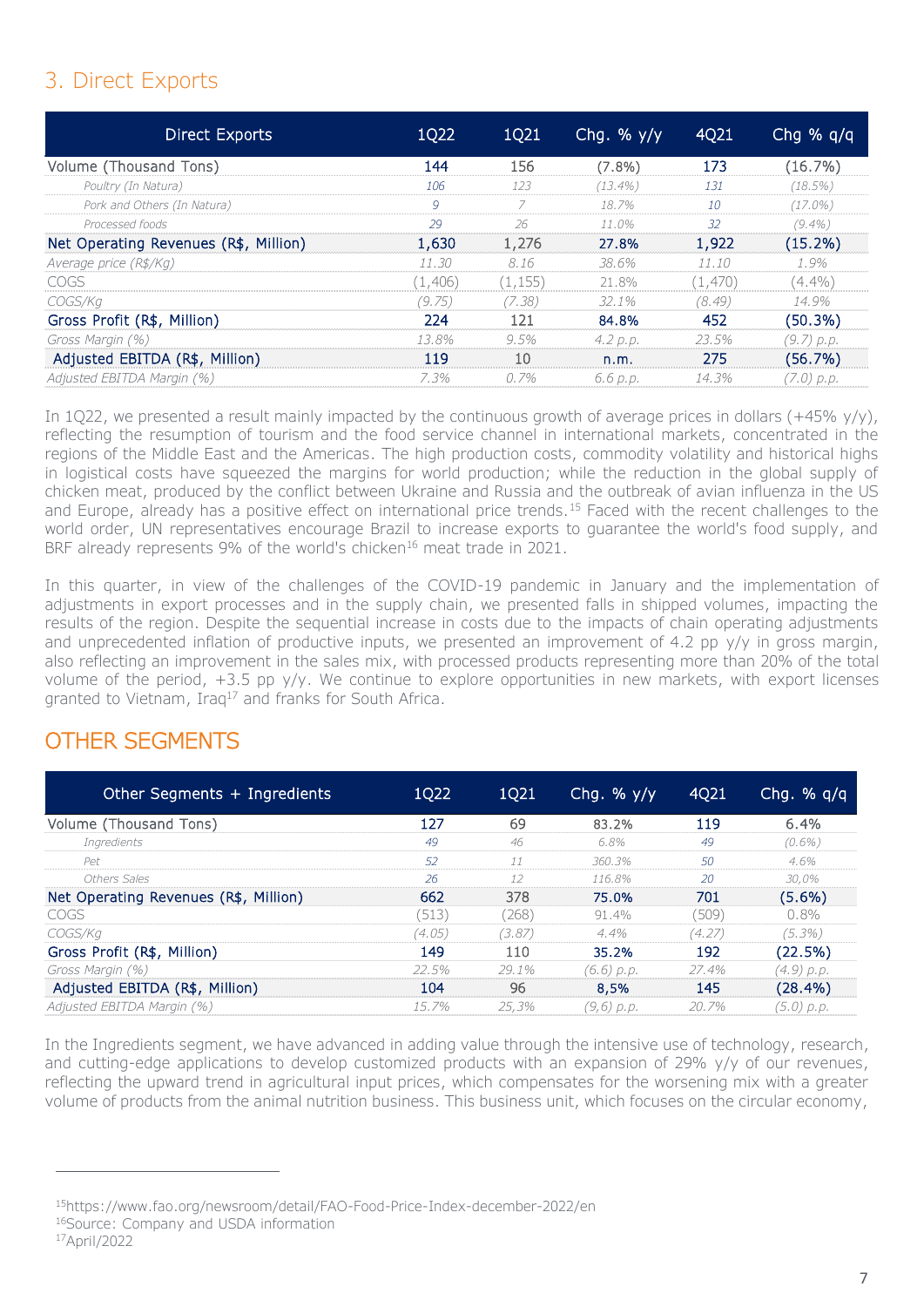## 3. Direct Exports

| Direct Exports | 1Q22 | 1Q21 | Chg. % y/y | 4Q21 | Chg % q/q |
|---|---|---|---|---|---|
| Volume (Thousand Tons) | 144 | 156 | (7.8%) | 173 | (16.7%) |
| *Poultry (In Natura)* | *106* | *123* | *(13.4%)* | *131* | *(18.5%)* |
| *Pork and Others (In Natura)* | *9* | *7* | *18.7%* | *10* | *(17.0%)* |
| *Processed foods* | *29* | *26* | *11.0%* | *32* | *(9.4%)* |
| Net Operating Revenues (R$, Million) | 1,630 | 1,276 | 27.8% | 1,922 | (15.2%) |
| *Average price (R$/Kg)* | *11.30* | *8.16* | *38.6%* | *11.10* | *1.9%* |
| COGS | (1,406) | (1,155) | 21.8% | (1,470) | (4.4%) |
| *COGS/Kg* | *(9.75)* | *(7.38)* | *32.1%* | *(8.49)* | *14.9%* |
| Gross Profit (R$, Million) | 224 | 121 | 84.8% | 452 | (50.3%) |
| *Gross Margin (%)* | *13.8%* | *9.5%* | *4.2 p.p.* | *23.5%* | *(9.7) p.p.* |
| Adjusted EBITDA (R$, Million) | 119 | 10 | n.m. | 275 | (56.7%) |
| *Adjusted EBITDA Margin (%)* | *7.3%* | *0.7%* | *6.6 p.p.* | *14.3%* | *(7.0) p.p.* |

In 1Q22, we presented a result mainly impacted by the continuous growth of average prices in dollars (+45% y/y), reflecting the resumption of tourism and the food service channel in international markets, concentrated in the regions of the Middle East and the Americas. The high production costs, commodity volatility and historical highs in logistical costs have squeezed the margins for world production; while the reduction in the global supply of chicken meat, produced by the conflict between Ukraine and Russia and the outbreak of avian influenza in the US and Europe, already has a positive effect on international price trends.[15] Faced with the recent challenges to the world order, UN representatives encourage Brazil to increase exports to guarantee the world's food supply, and BRF already represents 9% of the world's chicken[16] meat trade in 2021.

In this quarter, in view of the challenges of the COVID-19 pandemic in January and the implementation of adjustments in export processes and in the supply chain, we presented falls in shipped volumes, impacting the results of the region. Despite the sequential increase in costs due to the impacts of chain operating adjustments and unprecedented inflation of productive inputs, we presented an improvement of 4.2 pp y/y in gross margin, also reflecting an improvement in the sales mix, with processed products representing more than 20% of the total volume of the period, +3.5 pp y/y. We continue to explore opportunities in new markets, with export licenses granted to Vietnam, Iraq[17] and franks for South Africa.

## OTHER SEGMENTS

| Other Segments + Ingredients | 1Q22 | 1Q21 | Chg. % y/y | 4Q21 | Chg. % q/q |
|---|---|---|---|---|---|
| Volume (Thousand Tons) | 127 | 69 | 83.2% | 119 | 6.4% |
| *Ingredients* | *49* | *46* | *6.8%* | *49* | *(0.6%)* |
| *Pet* | *52* | *11* | *360.3%* | *50* | *4.6%* |
| *Others Sales* | *26* | *12* | *116.8%* | *20* | *30,0%* |
| Net Operating Revenues (R$, Million) | 662 | 378 | 75.0% | 701 | (5.6%) |
| COGS | (513) | (268) | 91.4% | (509) | 0.8% |
| *COGS/Kg* | *(4.05)* | *(3.87)* | *4.4%* | *(4.27)* | *(5.3%)* |
| Gross Profit (R$, Million) | 149 | 110 | 35.2% | 192 | (22.5%) |
| *Gross Margin (%)* | *22.5%* | *29.1%* | *(6.6) p.p.* | *27.4%* | *(4.9) p.p.* |
| Adjusted EBITDA (R$, Million) | 104 | 96 | 8,5% | 145 | (28.4%) |
| *Adjusted EBITDA Margin (%)* | *15.7%* | *25,3%* | *(9,6) p.p.* | *20.7%* | *(5.0) p.p.* |

In the Ingredients segment, we have advanced in adding value through the intensive use of technology, research, and cutting-edge applications to develop customized products with an expansion of 29% y/y of our revenues, reflecting the upward trend in agricultural input prices, which compensates for the worsening mix with a greater volume of products from the animal nutrition business. This business unit, which focuses on the circular economy,

---

[15] https://www.fao.org/newsroom/detail/FAO-Food-Price-Index-december-2022/en
[16] Source: Company and USDA information
[17] April/2022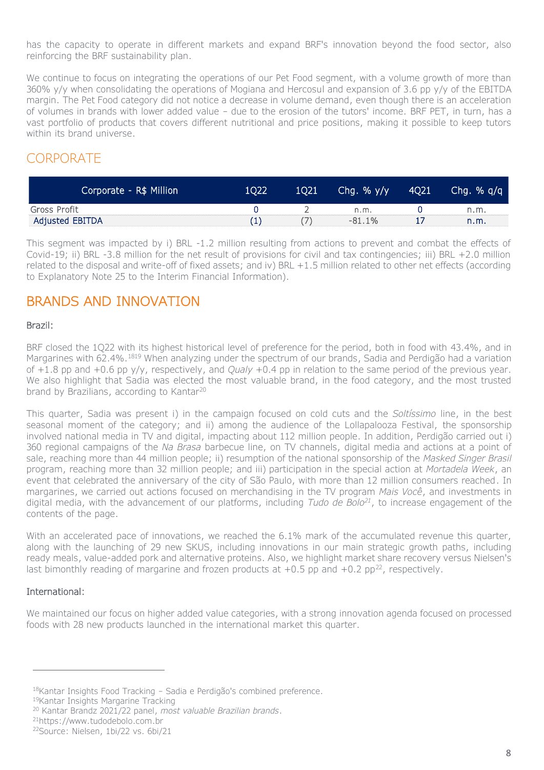has the capacity to operate in different markets and expand BRF's innovation beyond the food sector, also reinforcing the BRF sustainability plan.

We continue to focus on integrating the operations of our Pet Food segment, with a volume growth of more than 360% y/y when consolidating the operations of Mogiana and Hercosul and expansion of 3.6 pp y/y of the EBITDA margin. The Pet Food category did not notice a decrease in volume demand, even though there is an acceleration of volumes in brands with lower added value – due to the erosion of the tutors' income. BRF PET, in turn, has a vast portfolio of products that covers different nutritional and price positions, making it possible to keep tutors within its brand universe.

## CORPORATE

| Corporate - R$ Million | 1Q22 | 1Q21 | Chg. % y/y | 4Q21 | Chg. % q/q |
|---|---|---|---|---|---|
| Gross Profit | 0 | 2 | n.m. | 0 | n.m. |
| Adjusted EBITDA | (1) | (7) | -81.1% | 17 | n.m. |

This segment was impacted by i) BRL -1.2 million resulting from actions to prevent and combat the effects of Covid-19; ii) BRL -3.8 million for the net result of provisions for civil and tax contingencies; iii) BRL +2.0 million related to the disposal and write-off of fixed assets; and iv) BRL +1.5 million related to other net effects (according to Explanatory Note 25 to the Interim Financial Information).

## BRANDS AND INNOVATION

### Brazil:

BRF closed the 1Q22 with its highest historical level of preference for the period, both in food with 43.4%, and in Margarines with 62.4%.[18][19] When analyzing under the spectrum of our brands, Sadia and Perdigão had a variation of +1.8 pp and +0.6 pp y/y, respectively, and *Qualy* +0.4 pp in relation to the same period of the previous year. We also highlight that Sadia was elected the most valuable brand, in the food category, and the most trusted brand by Brazilians, according to Kantar[20]

This quarter, Sadia was present i) in the campaign focused on cold cuts and the *Soltíssimo* line, in the best seasonal moment of the category; and ii) among the audience of the Lollapalooza Festival, the sponsorship involved national media in TV and digital, impacting about 112 million people. In addition, Perdigão carried out i) 360 regional campaigns of the *Na Brasa* barbecue line, on TV channels, digital media and actions at a point of sale, reaching more than 44 million people; ii) resumption of the national sponsorship of the *Masked Singer Brasil* program, reaching more than 32 million people; and iii) participation in the special action at *Mortadela Week*, an event that celebrated the anniversary of the city of São Paulo, with more than 12 million consumers reached. In margarines, we carried out actions focused on merchandising in the TV program *Mais Você*, and investments in digital media, with the advancement of our platforms, including *Tudo de Bolo*[21], to increase engagement of the contents of the page.

With an accelerated pace of innovations, we reached the 6.1% mark of the accumulated revenue this quarter, along with the launching of 29 new SKUS, including innovations in our main strategic growth paths, including ready meals, value-added pork and alternative proteins. Also, we highlight market share recovery versus Nielsen's last bimonthly reading of margarine and frozen products at +0.5 pp and +0.2 pp[22], respectively.

### International:

We maintained our focus on higher added value categories, with a strong innovation agenda focused on processed foods with 28 new products launched in the international market this quarter.

---

[18]Kantar Insights Food Tracking – Sadia e Perdigão's combined preference.
[19]Kantar Insights Margarine Tracking
[20] Kantar Brandz 2021/22 panel, *most valuable Brazilian brands*.
[21]https://www.tudodebolo.com.br
[22]Source: Nielsen, 1bi/22 vs. 6bi/21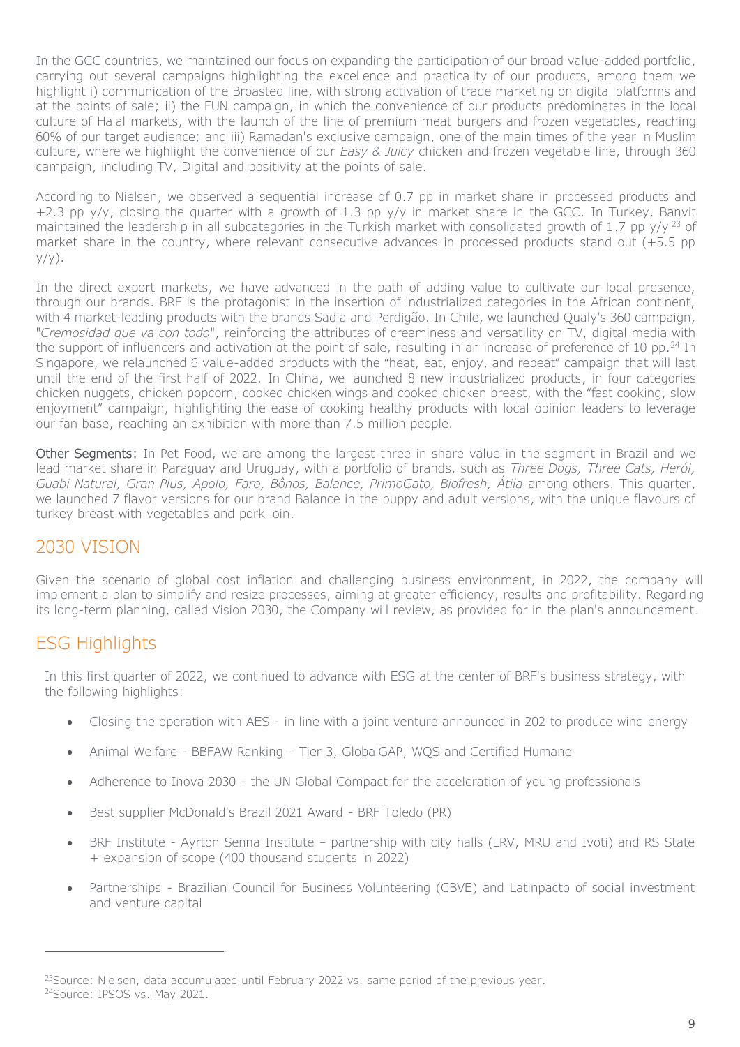In the GCC countries, we maintained our focus on expanding the participation of our broad value-added portfolio, carrying out several campaigns highlighting the excellence and practicality of our products, among them we highlight i) communication of the Broasted line, with strong activation of trade marketing on digital platforms and at the points of sale; ii) the FUN campaign, in which the convenience of our products predominates in the local culture of Halal markets, with the launch of the line of premium meat burgers and frozen vegetables, reaching 60% of our target audience; and iii) Ramadan's exclusive campaign, one of the main times of the year in Muslim culture, where we highlight the convenience of our *Easy & Juicy* chicken and frozen vegetable line, through 360 campaign, including TV, Digital and positivity at the points of sale.

According to Nielsen, we observed a sequential increase of 0.7 pp in market share in processed products and +2.3 pp y/y, closing the quarter with a growth of 1.3 pp y/y in market share in the GCC. In Turkey, Banvit maintained the leadership in all subcategories in the Turkish market with consolidated growth of 1.7 pp y/y [23] of market share in the country, where relevant consecutive advances in processed products stand out (+5.5 pp y/y).

In the direct export markets, we have advanced in the path of adding value to cultivate our local presence, through our brands. BRF is the protagonist in the insertion of industrialized categories in the African continent, with 4 market-leading products with the brands Sadia and Perdigão. In Chile, we launched Qualy's 360 campaign, "*Cremosidad que va con todo*", reinforcing the attributes of creaminess and versatility on TV, digital media with the support of influencers and activation at the point of sale, resulting in an increase of preference of 10 pp.[24] In Singapore, we relaunched 6 value-added products with the "heat, eat, enjoy, and repeat" campaign that will last until the end of the first half of 2022. In China, we launched 8 new industrialized products, in four categories chicken nuggets, chicken popcorn, cooked chicken wings and cooked chicken breast, with the "fast cooking, slow enjoyment" campaign, highlighting the ease of cooking healthy products with local opinion leaders to leverage our fan base, reaching an exhibition with more than 7.5 million people.

**Other Segments:** In Pet Food, we are among the largest three in share value in the segment in Brazil and we lead market share in Paraguay and Uruguay, with a portfolio of brands, such as *Three Dogs, Three Cats, Herói, Guabi Natural, Gran Plus, Apolo, Faro, Bônos, Balance, PrimoGato, Biofresh, Átila* among others. This quarter, we launched 7 flavor versions for our brand Balance in the puppy and adult versions, with the unique flavours of turkey breast with vegetables and pork loin.

## 2030 VISION

Given the scenario of global cost inflation and challenging business environment, in 2022, the company will implement a plan to simplify and resize processes, aiming at greater efficiency, results and profitability. Regarding its long-term planning, called Vision 2030, the Company will review, as provided for in the plan's announcement.

## ESG Highlights

In this first quarter of 2022, we continued to advance with ESG at the center of BRF's business strategy, with the following highlights:

- Closing the operation with AES - in line with a joint venture announced in 202 to produce wind energy
- Animal Welfare - BBFAW Ranking – Tier 3, GlobalGAP, WQS and Certified Humane
- Adherence to Inova 2030 - the UN Global Compact for the acceleration of young professionals
- Best supplier McDonald's Brazil 2021 Award - BRF Toledo (PR)
- BRF Institute - Ayrton Senna Institute – partnership with city halls (LRV, MRU and Ivoti) and RS State + expansion of scope (400 thousand students in 2022)
- Partnerships - Brazilian Council for Business Volunteering (CBVE) and Latinpacto of social investment and venture capital

---

[23] Source: Nielsen, data accumulated until February 2022 vs. same period of the previous year.
[24] Source: IPSOS vs. May 2021.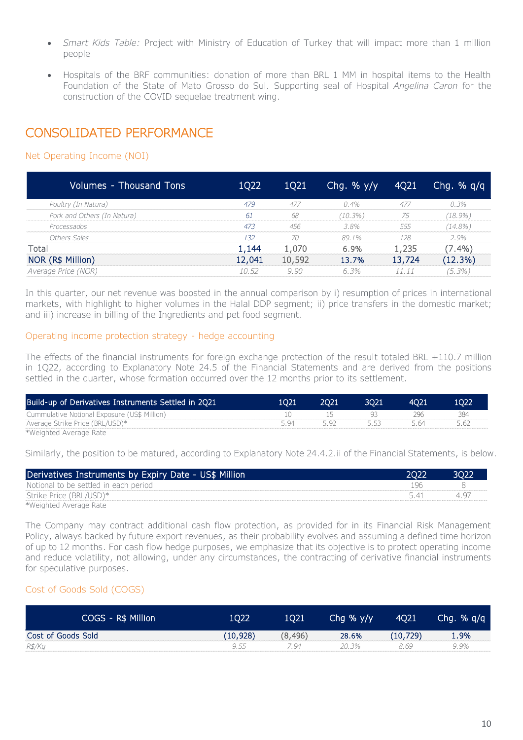- *Smart Kids Table:* Project with Ministry of Education of Turkey that will impact more than 1 million people
- Hospitals of the BRF communities: donation of more than BRL 1 MM in hospital items to the Health Foundation of the State of Mato Grosso do Sul. Supporting seal of Hospital *Angelina Caron* for the construction of the COVID sequelae treatment wing.

## CONSOLIDATED PERFORMANCE

### Net Operating Income (NOI)

| Volumes - Thousand Tons | 1Q22 | 1Q21 | Chg. % y/y | 4Q21 | Chg. % q/q |
|---|---|---|---|---|---|
| *Poultry (In Natura)* | *479* | *477* | *0.4%* | *477* | *0.3%* |
| *Pork and Others (In Natura)* | *61* | *68* | *(10.3%)* | *75* | *(18.9%)* |
| *Processados* | *473* | *456* | *3.8%* | *555* | *(14.8%)* |
| *Others Sales* | *132* | *70* | *89.1%* | *128* | *2.9%* |
| Total | 1,144 | 1,070 | 6.9% | 1,235 | (7.4%) |
| **NOR (R$ Million)** | **12,041** | **10,592** | **13.7%** | **13,724** | **(12.3%)** |
| *Average Price (NOR)* | *10.52* | *9.90* | *6.3%* | *11.11* | *(5.3%)* |

In this quarter, our net revenue was boosted in the annual comparison by i) resumption of prices in international markets, with highlight to higher volumes in the Halal DDP segment; ii) price transfers in the domestic market; and iii) increase in billing of the Ingredients and pet food segment.

### Operating income protection strategy - hedge accounting

The effects of the financial instruments for foreign exchange protection of the result totaled BRL +110.7 million in 1Q22, according to Explanatory Note 24.5 of the Financial Statements and are derived from the positions settled in the quarter, whose formation occurred over the 12 months prior to its settlement.

| Build-up of Derivatives Instruments Settled in 2Q21 | 1Q21 | 2Q21 | 3Q21 | 4Q21 | 1Q22 |
|---|---|---|---|---|---|
| Cummulative Notional Exposure (US$ Million) | 10 | 15 | 93 | 296 | 384 |
| Average Strike Price (BRL/USD)* | 5.94 | 5.92 | 5.53 | 5.64 | 5.62 |

*Weighted Average Rate

Similarly, the position to be matured, according to Explanatory Note 24.4.2.ii of the Financial Statements, is below.

| Derivatives Instruments by Expiry Date - US$ Million | 2Q22 | 3Q22 |
|---|---|---|
| Notional to be settled in each period | 196 | 8 |
| Strike Price (BRL/USD)* | 5.41 | 4.97 |

*Weighted Average Rate

The Company may contract additional cash flow protection, as provided for in its Financial Risk Management Policy, always backed by future export revenues, as their probability evolves and assuming a defined time horizon of up to 12 months. For cash flow hedge purposes, we emphasize that its objective is to protect operating income and reduce volatility, not allowing, under any circumstances, the contracting of derivative financial instruments for speculative purposes.

### Cost of Goods Sold (COGS)

| COGS - R$ Million | 1Q22 | 1Q21 | Chg % y/y | 4Q21 | Chg. % q/q |
|---|---|---|---|---|---|
| **Cost of Goods Sold** | **(10,928)** | **(8,496)** | **28.6%** | **(10,729)** | **1.9%** |
| *R$/Kg* | *9.55* | *7.94* | *20.3%* | *8.69* | *9.9%* |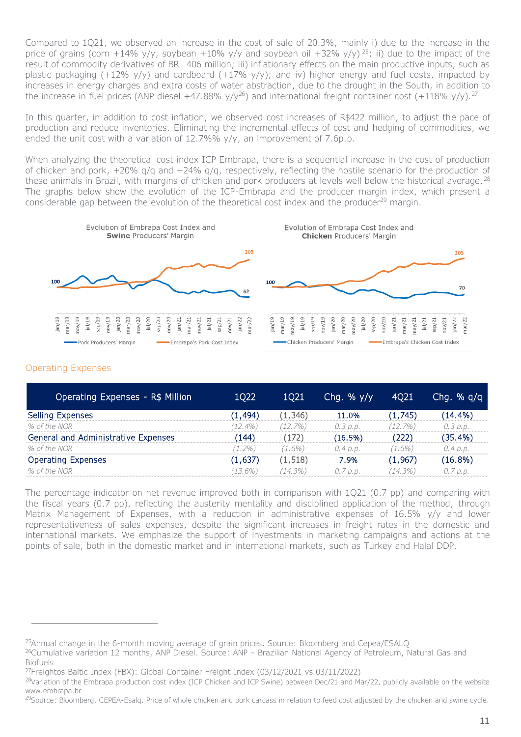Compared to 1Q21, we observed an increase in the cost of sale of 20.3%, mainly i) due to the increase in the price of grains (corn +14% y/y, soybean +10% y/y and soybean oil +32% y/y) [25]; ii) due to the impact of the result of commodity derivatives of BRL 406 million; iii) inflationary effects on the main productive inputs, such as plastic packaging (+12% y/y) and cardboard (+17% y/y); and iv) higher energy and fuel costs, impacted by increases in energy charges and extra costs of water abstraction, due to the drought in the South, in addition to the increase in fuel prices (ANP diesel +47.88% y/y[26]) and international freight container cost (+118% y/y).[27]

In this quarter, in addition to cost inflation, we observed cost increases of R$422 million, to adjust the pace of production and reduce inventories. Eliminating the incremental effects of cost and hedging of commodities, we ended the unit cost with a variation of 12.7%% y/y, an improvement of 7.6p.p.

When analyzing the theoretical cost index ICP Embrapa, there is a sequential increase in the cost of production of chicken and pork, +20% q/q and +24% q/q, respectively, reflecting the hostile scenario for the production of these animals in Brazil, with margins of chicken and pork producers at levels well below the historical average.[28] The graphs below show the evolution of the ICP-Embrapa and the producer margin index, which present a considerable gap between the evolution of the theoretical cost index and the producer[29] margin.

Evolution of Embrapa Cost Index and **Swine** Producers' Margin

Evolution of Embrapa Cost Index and **Chicken** Producers' Margin

## Operating Expenses

| Operating Expenses - R$ Million | 1Q22 | 1Q21 | Chg. % y/y | 4Q21 | Chg. % q/q |
|---|---|---|---|---|---|
| Selling Expenses | (1,494) | (1,346) | 11.0% | (1,745) | (14.4%) |
| *% of the NOR* | *(12.4%)* | *(12.7%)* | *0.3 p.p.* | *(12.7%)* | *0.3 p.p.* |
| General and Administrative Expenses | (144) | (172) | (16.5%) | (222) | (35.4%) |
| *% of the NOR* | *(1.2%)* | *(1.6%)* | *0.4 p.p.* | *(1.6%)* | *0.4 p.p.* |
| Operating Expenses | (1,637) | (1,518) | 7.9% | (1,967) | (16.8%) |
| *% of the NOR* | *(13.6%)* | *(14.3%)* | *0.7 p.p.* | *(14.3%)* | *0.7 p.p.* |

The percentage indicator on net revenue improved both in comparison with 1Q21 (0.7 pp) and comparing with the fiscal years (0.7 pp), reflecting the austerity mentality and disciplined application of the method, through Matrix Management of Expenses, with a reduction in administrative expenses of 16.5% y/y and lower representativeness of sales expenses, despite the significant increases in freight rates in the domestic and international markets. We emphasize the support of investments in marketing campaigns and actions at the points of sale, both in the domestic market and in international markets, such as Turkey and Halal DDP.

---

[25] Annual change in the 6-month moving average of grain prices. Source: Bloomberg and Cepea/ESALQ

[26] Cumulative variation 12 months, ANP Diesel. Source: ANP – Brazilian National Agency of Petroleum, Natural Gas and Biofuels

[27] Freightos Baltic Index (FBX): Global Container Freight Index (03/12/2021 vs 03/11/2022)

[28] Variation of the Embrapa production cost index (ICP Chicken and ICP Swine) between Dec/21 and Mar/22, publicly available on the website www.embrapa.br

[29] Source: Bloomberg, CEPEA-Esalq. Price of whole chicken and pork carcass in relation to feed cost adjusted by the chicken and swine cycle.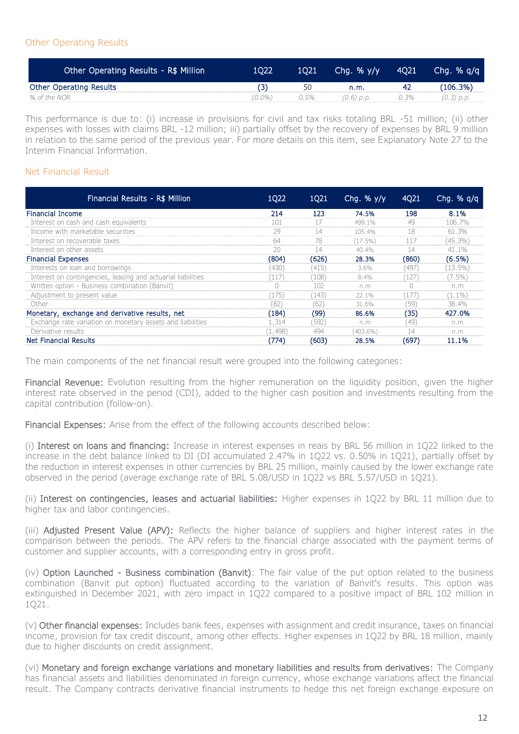## Other Operating Results

| Other Operating Results - R$ Million | 1Q22 | 1Q21 | Chg. % y/y | 4Q21 | Chg. % q/q |
|---|---|---|---|---|---|
| **Other Operating Results** | **(3)** | **50** | **n.m.** | **42** | **(106.3%)** |
| *% of the NOR* | *(0.0%)* | *0.5%* | *(0.6) p.p.* | *0.3%* | *(0.3) p.p.* |

This performance is due to: (i) increase in provisions for civil and tax risks totaling BRL -51 million; (ii) other expenses with losses with claims BRL -12 million; iii) partially offset by the recovery of expenses by BRL 9 million in relation to the same period of the previous year. For more details on this item, see Explanatory Note 27 to the Interim Financial Information.

## Net Financial Result

| Financial Results - R$ Million | 1Q22 | 1Q21 | Chg. % y/y | 4Q21 | Chg. % q/q |
|---|---|---|---|---|---|
| **Financial Income** | **214** | **123** | **74.5%** | **198** | **8.1%** |
| Interest on cash and cash equivalents | 101 | 17 | 499.1% | 49 | 106.7% |
| Income with marketable securities | 29 | 14 | 105.4% | 18 | 61.3% |
| Interest on recoverable taxes | 64 | 78 | (17.5%) | 117 | (45.3%) |
| Interest on other assets | 20 | 14 | 40.4% | 14 | 41.1% |
| **Financial Expenses** | **(804)** | **(626)** | **28.3%** | **(860)** | **(6.5%)** |
| Interests on loan and borrowings | (430) | (415) | 3.6% | (497) | (13.5%) |
| Interest on contingencies, leasing and actuarial liabilities | (117) | (108) | 8.4% | (127) | (7.5%) |
| Written option - Business combination (Banvit) | 0 | 102 | n.m | 0 | n.m |
| Adjustment to present value | (175) | (143) | 22.1% | (177) | (1.1%) |
| Other | (82) | (62) | 31.6% | (59) | 38.4% |
| **Monetary, exchange and derivative results, net** | **(184)** | **(99)** | **86.6%** | **(35)** | **427.0%** |
| Exchange rate variation on monetary assets and liabilities | 1,314 | (592) | n.m | (49) | n.m |
| Derivative results | (1,498) | 494 | (403.6%) | 14 | n.m |
| **Net Financial Results** | **(774)** | **(603)** | **28.5%** | **(697)** | **11.1%** |

The main components of the net financial result were grouped into the following categories:

**Financial Revenue:** Evolution resulting from the higher remuneration on the liquidity position, given the higher interest rate observed in the period (CDI), added to the higher cash position and investments resulting from the capital contribution (follow-on).

**Financial Expenses:** Arise from the effect of the following accounts described below:

(i) **Interest on loans and financing:** Increase in interest expenses in reais by BRL 56 million in 1Q22 linked to the increase in the debt balance linked to DI (DI accumulated 2.47% in 1Q22 vs. 0.50% in 1Q21), partially offset by the reduction in interest expenses in other currencies by BRL 25 million, mainly caused by the lower exchange rate observed in the period (average exchange rate of BRL 5.08/USD in 1Q22 vs BRL 5.57/USD in 1Q21).

(ii) **Interest on contingencies, leases and actuarial liabilities:** Higher expenses in 1Q22 by BRL 11 million due to higher tax and labor contingencies.

(iii) **Adjusted Present Value (APV):** Reflects the higher balance of suppliers and higher interest rates in the comparison between the periods. The APV refers to the financial charge associated with the payment terms of customer and supplier accounts, with a corresponding entry in gross profit.

(iv) **Option Launched - Business combination (Banvit)**: The fair value of the put option related to the business combination (Banvit put option) fluctuated according to the variation of Banvit's results. This option was extinguished in December 2021, with zero impact in 1Q22 compared to a positive impact of BRL 102 million in 1Q21.

(v) **Other financial expenses:** Includes bank fees, expenses with assignment and credit insurance, taxes on financial income, provision for tax credit discount, among other effects. Higher expenses in 1Q22 by BRL 18 million, mainly due to higher discounts on credit assignment.

(vi) **Monetary and foreign exchange variations and monetary liabilities and results from derivatives:** The Company has financial assets and liabilities denominated in foreign currency, whose exchange variations affect the financial result. The Company contracts derivative financial instruments to hedge this net foreign exchange exposure on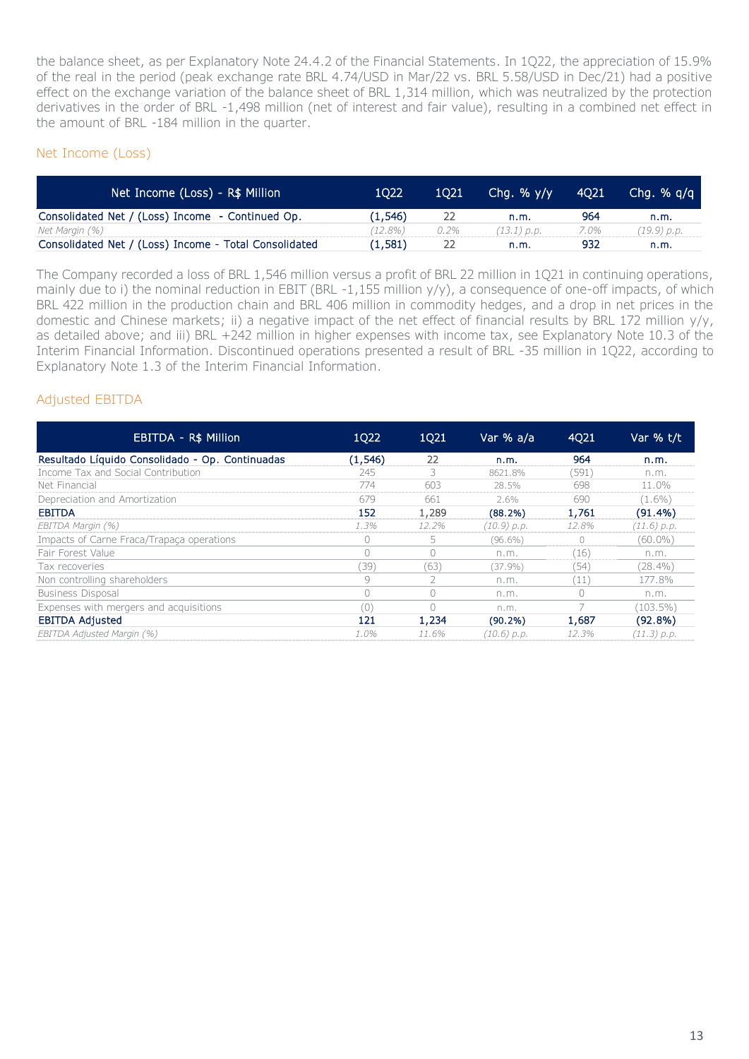the balance sheet, as per Explanatory Note 24.4.2 of the Financial Statements. In 1Q22, the appreciation of 15.9% of the real in the period (peak exchange rate BRL 4.74/USD in Mar/22 vs. BRL 5.58/USD in Dec/21) had a positive effect on the exchange variation of the balance sheet of BRL 1,314 million, which was neutralized by the protection derivatives in the order of BRL -1,498 million (net of interest and fair value), resulting in a combined net effect in the amount of BRL -184 million in the quarter.

## Net Income (Loss)

| Net Income (Loss) - R$ Million | 1Q22 | 1Q21 | Chg. % y/y | 4Q21 | Chg. % q/q |
|---|---|---|---|---|---|
| Consolidated Net / (Loss) Income - Continued Op. | (1,546) | 22 | n.m. | 964 | n.m. |
| *Net Margin (%)* | *(12.8%)* | *0.2%* | *(13.1) p.p.* | *7.0%* | *(19.9) p.p.* |
| Consolidated Net / (Loss) Income - Total Consolidated | (1,581) | 22 | n.m. | 932 | n.m. |

The Company recorded a loss of BRL 1,546 million versus a profit of BRL 22 million in 1Q21 in continuing operations, mainly due to i) the nominal reduction in EBIT (BRL -1,155 million y/y), a consequence of one-off impacts, of which BRL 422 million in the production chain and BRL 406 million in commodity hedges, and a drop in net prices in the domestic and Chinese markets; ii) a negative impact of the net effect of financial results by BRL 172 million y/y, as detailed above; and iii) BRL +242 million in higher expenses with income tax, see Explanatory Note 10.3 of the Interim Financial Information. Discontinued operations presented a result of BRL -35 million in 1Q22, according to Explanatory Note 1.3 of the Interim Financial Information.

## Adjusted EBITDA

| EBITDA - R$ Million | 1Q22 | 1Q21 | Var % a/a | 4Q21 | Var % t/t |
|---|---|---|---|---|---|
| Resultado Líquido Consolidado - Op. Continuadas | (1,546) | 22 | n.m. | 964 | n.m. |
| Income Tax and Social Contribution | 245 | 3 | 8621.8% | (591) | n.m. |
| Net Financial | 774 | 603 | 28.5% | 698 | 11.0% |
| Depreciation and Amortization | 679 | 661 | 2.6% | 690 | (1.6%) |
| **EBITDA** | **152** | **1,289** | **(88.2%)** | **1,761** | **(91.4%)** |
| *EBITDA Margin (%)* | *1.3%* | *12.2%* | *(10.9) p.p.* | *12.8%* | *(11.6) p.p.* |
| Impacts of Carne Fraca/Trapaça operations | 0 | 5 | (96.6%) | 0 | (60.0%) |
| Fair Forest Value | 0 | 0 | n.m. | (16) | n.m. |
| Tax recoveries | (39) | (63) | (37.9%) | (54) | (28.4%) |
| Non controlling shareholders | 9 | 2 | n.m. | (11) | 177.8% |
| Business Disposal | 0 | 0 | n.m. | 0 | n.m. |
| Expenses with mergers and acquisitions | (0) | 0 | n.m. | 7 | (103.5%) |
| **EBITDA Adjusted** | **121** | **1,234** | **(90.2%)** | **1,687** | **(92.8%)** |
| *EBITDA Adjusted Margin (%)* | *1.0%* | *11.6%* | *(10.6) p.p.* | *12.3%* | *(11.3) p.p.* |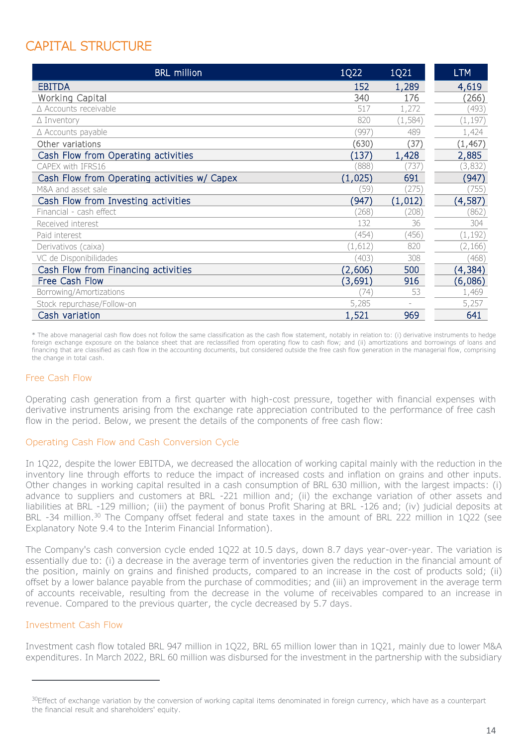## CAPITAL STRUCTURE

| BRL million | 1Q22 | 1Q21 | LTM |
|---|---|---|---|
| EBITDA | 152 | 1,289 | 4,619 |
| Working Capital | 340 | 176 | (266) |
| Δ Accounts receivable | 517 | 1,272 | (493) |
| Δ Inventory | 820 | (1,584) | (1,197) |
| Δ Accounts payable | (997) | 489 | 1,424 |
| Other variations | (630) | (37) | (1,467) |
| Cash Flow from Operating activities | (137) | 1,428 | 2,885 |
| CAPEX with IFRS16 | (888) | (737) | (3,832) |
| Cash Flow from Operating activities w/ Capex | (1,025) | 691 | (947) |
| M&A and asset sale | (59) | (275) | (755) |
| Cash Flow from Investing activities | (947) | (1,012) | (4,587) |
| Financial - cash effect | (268) | (208) | (862) |
| Received interest | 132 | 36 | 304 |
| Paid interest | (454) | (456) | (1,192) |
| Derivativos (caixa) | (1,612) | 820 | (2,166) |
| VC de Disponibilidades | (403) | 308 | (468) |
| Cash Flow from Financing activities | (2,606) | 500 | (4,384) |
| Free Cash Flow | (3,691) | 916 | (6,086) |
| Borrowing/Amortizations | (74) | 53 | 1,469 |
| Stock repurchase/Follow-on | 5,285 | - | 5,257 |
| Cash variation | 1,521 | 969 | 641 |

\* The above managerial cash flow does not follow the same classification as the cash flow statement, notably in relation to: (i) derivative instruments to hedge foreign exchange exposure on the balance sheet that are reclassified from operating flow to cash flow; and (ii) amortizations and borrowings of loans and financing that are classified as cash flow in the accounting documents, but considered outside the free cash flow generation in the managerial flow, comprising the change in total cash.

### Free Cash Flow

Operating cash generation from a first quarter with high-cost pressure, together with financial expenses with derivative instruments arising from the exchange rate appreciation contributed to the performance of free cash flow in the period. Below, we present the details of the components of free cash flow:

### Operating Cash Flow and Cash Conversion Cycle

In 1Q22, despite the lower EBITDA, we decreased the allocation of working capital mainly with the reduction in the inventory line through efforts to reduce the impact of increased costs and inflation on grains and other inputs. Other changes in working capital resulted in a cash consumption of BRL 630 million, with the largest impacts: (i) advance to suppliers and customers at BRL -221 million and; (ii) the exchange variation of other assets and liabilities at BRL -129 million; (iii) the payment of bonus Profit Sharing at BRL -126 and; (iv) judicial deposits at BRL -34 million.[30] The Company offset federal and state taxes in the amount of BRL 222 million in 1Q22 (see Explanatory Note 9.4 to the Interim Financial Information).

The Company's cash conversion cycle ended 1Q22 at 10.5 days, down 8.7 days year-over-year. The variation is essentially due to: (i) a decrease in the average term of inventories given the reduction in the financial amount of the position, mainly on grains and finished products, compared to an increase in the cost of products sold; (ii) offset by a lower balance payable from the purchase of commodities; and (iii) an improvement in the average term of accounts receivable, resulting from the decrease in the volume of receivables compared to an increase in revenue. Compared to the previous quarter, the cycle decreased by 5.7 days.

### Investment Cash Flow

Investment cash flow totaled BRL 947 million in 1Q22, BRL 65 million lower than in 1Q21, mainly due to lower M&A expenditures. In March 2022, BRL 60 million was disbursed for the investment in the partnership with the subsidiary

[30] Effect of exchange variation by the conversion of working capital items denominated in foreign currency, which have as a counterpart the financial result and shareholders' equity.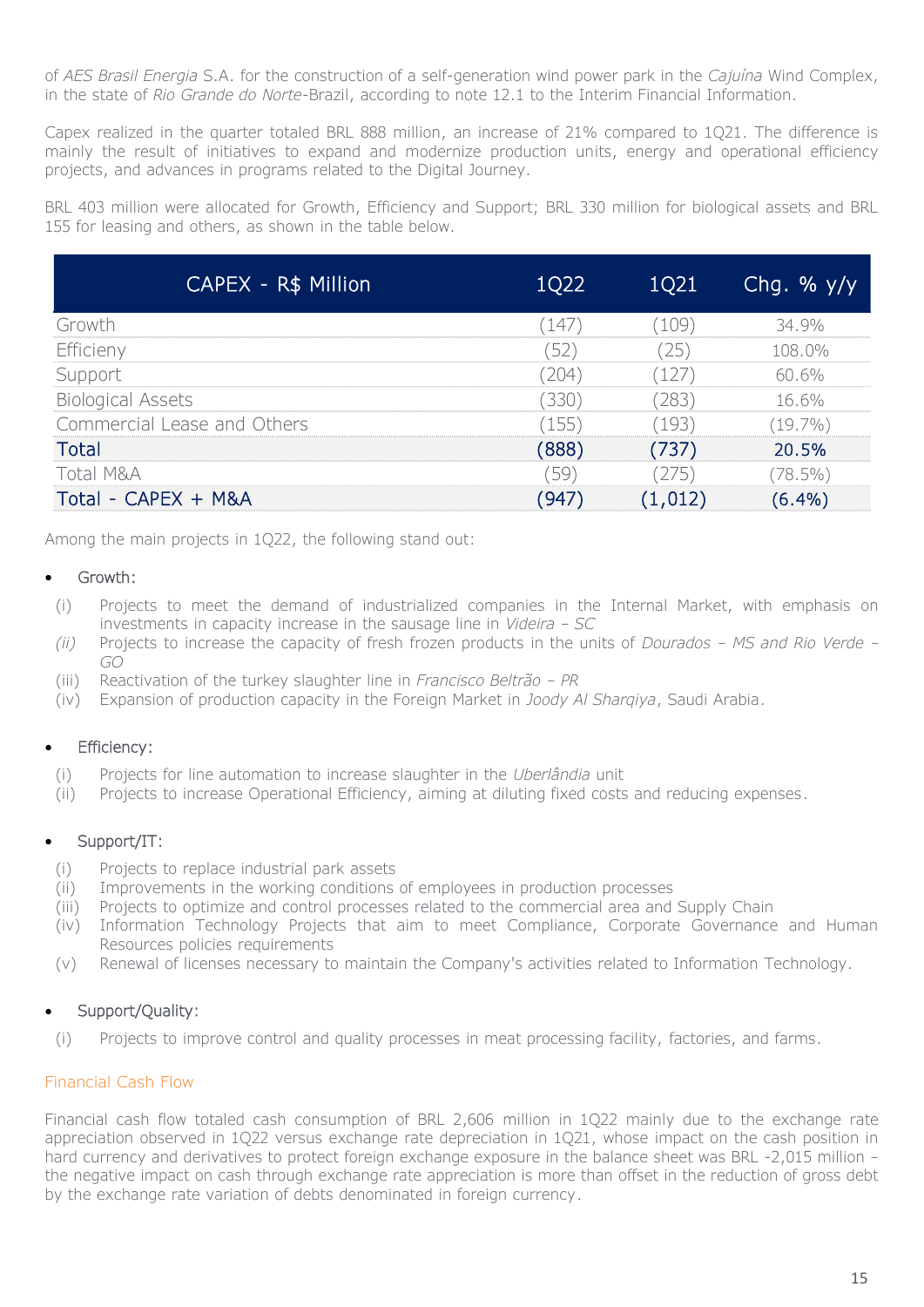of *AES Brasil Energia* S.A. for the construction of a self-generation wind power park in the *Cajuína* Wind Complex, in the state of *Rio Grande do Norte*-Brazil, according to note 12.1 to the Interim Financial Information.

Capex realized in the quarter totaled BRL 888 million, an increase of 21% compared to 1Q21. The difference is mainly the result of initiatives to expand and modernize production units, energy and operational efficiency projects, and advances in programs related to the Digital Journey.

BRL 403 million were allocated for Growth, Efficiency and Support; BRL 330 million for biological assets and BRL 155 for leasing and others, as shown in the table below.

| CAPEX - R$ Million | 1Q22 | 1Q21 | Chg. % y/y |
|---|---|---|---|
| Growth | (147) | (109) | 34.9% |
| Efficieny | (52) | (25) | 108.0% |
| Support | (204) | (127) | 60.6% |
| Biological Assets | (330) | (283) | 16.6% |
| Commercial Lease and Others | (155) | (193) | (19.7%) |
| **Total** | **(888)** | **(737)** | **20.5%** |
| Total M&A | (59) | (275) | (78.5%) |
| **Total - CAPEX + M&A** | **(947)** | **(1,012)** | **(6.4%)** |

Among the main projects in 1Q22, the following stand out:

- Growth:
  - (i) Projects to meet the demand of industrialized companies in the Internal Market, with emphasis on investments in capacity increase in the sausage line in *Videira – SC*
  - *(ii)* Projects to increase the capacity of fresh frozen products in the units of *Dourados – MS and Rio Verde – GO*
  - (iii) Reactivation of the turkey slaughter line in *Francisco Beltrão – PR*
  - (iv) Expansion of production capacity in the Foreign Market in *Joody Al Sharqiya*, Saudi Arabia.

- Efficiency:
  - (i) Projects for line automation to increase slaughter in the *Uberlândia* unit
  - (ii) Projects to increase Operational Efficiency, aiming at diluting fixed costs and reducing expenses.

- Support/IT:
  - (i) Projects to replace industrial park assets
  - (ii) Improvements in the working conditions of employees in production processes
  - (iii) Projects to optimize and control processes related to the commercial area and Supply Chain
  - (iv) Information Technology Projects that aim to meet Compliance, Corporate Governance and Human Resources policies requirements
  - (v) Renewal of licenses necessary to maintain the Company's activities related to Information Technology.

- Support/Quality:
  - (i) Projects to improve control and quality processes in meat processing facility, factories, and farms.

### Financial Cash Flow

Financial cash flow totaled cash consumption of BRL 2,606 million in 1Q22 mainly due to the exchange rate appreciation observed in 1Q22 versus exchange rate depreciation in 1Q21, whose impact on the cash position in hard currency and derivatives to protect foreign exchange exposure in the balance sheet was BRL -2,015 million – the negative impact on cash through exchange rate appreciation is more than offset in the reduction of gross debt by the exchange rate variation of debts denominated in foreign currency.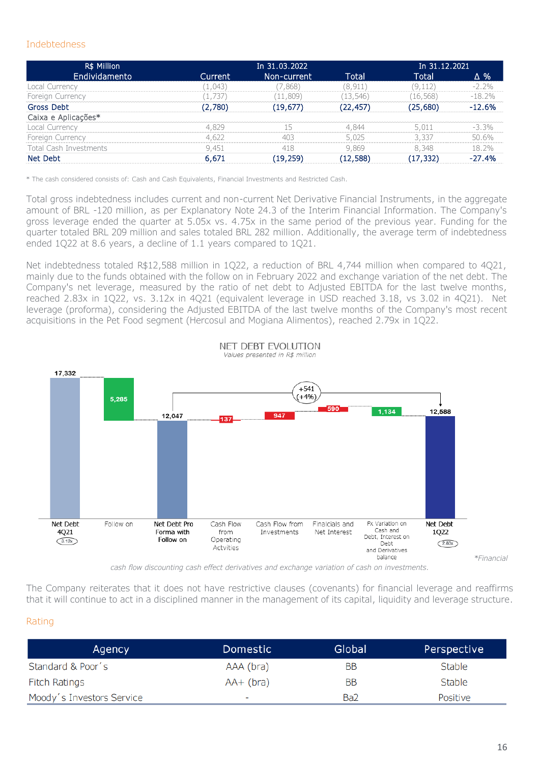## Indebtedness

| R$ Million<br>Endividamento | In 31.03.2022<br>Current | Non-current | Total | In 31.12.2021<br>Total | Δ % |
|---|---|---|---|---|---|
| Local Currency | (1,043) | (7,868) | (8,911) | (9,112) | -2.2% |
| Foreign Currency | (1,737) | (11,809) | (13,546) | (16,568) | -18.2% |
| **Gross Debt** | **(2,780)** | **(19,677)** | **(22,457)** | **(25,680)** | **-12.6%** |
| Caixa e Aplicações* | | | | | |
| Local Currency | 4,829 | 15 | 4,844 | 5,011 | -3.3% |
| Foreign Currency | 4,622 | 403 | 5,025 | 3,337 | 50.6% |
| Total Cash Investments | 9,451 | 418 | 9,869 | 8,348 | 18.2% |
| **Net Debt** | **6,671** | **(19,259)** | **(12,588)** | **(17,332)** | **-27.4%** |

\* The cash considered consists of: Cash and Cash Equivalents, Financial Investments and Restricted Cash.

Total gross indebtedness includes current and non-current Net Derivative Financial Instruments, in the aggregate amount of BRL -120 million, as per Explanatory Note 24.3 of the Interim Financial Information. The Company's gross leverage ended the quarter at 5.05x vs. 4.75x in the same period of the previous year. Funding for the quarter totaled BRL 209 million and sales totaled BRL 282 million. Additionally, the average term of indebtedness ended 1Q22 at 8.6 years, a decline of 1.1 years compared to 1Q21.

Net indebtedness totaled R$12,588 million in 1Q22, a reduction of BRL 4,744 million when compared to 4Q21, mainly due to the funds obtained with the follow on in February 2022 and exchange variation of the net debt. The Company's net leverage, measured by the ratio of net debt to Adjusted EBITDA for the last twelve months, reached 2.83x in 1Q22, vs. 3.12x in 4Q21 (equivalent leverage in USD reached 3.18, vs 3.02 in 4Q21). Net leverage (proforma), considering the Adjusted EBITDA of the last twelve months of the Company's most recent acquisitions in the Pet Food segment (Hercosul and Mogiana Alimentos), reached 2.79x in 1Q22.

**NET DEBT EVOLUTION**

*Values presented in R$ million*

| Item | Value |
|---|---|
| Net Debt 4Q21 (3.12x) | 17,332 |
| Follow on | 5,285 |
| Net Debt Pro Forma with Follow on | 12,047 |
| Cash Flow from Operating Activities | 137 |
| Cash Flow from Investments | 947 |
| Financials and Net Interest | 590 |
| Fx Variation on Cash and Debt, Interest on Debt and Derivatives balance | 1,134 |
| Net Debt 1Q22 (2.83x) | 12,588 |

+541 (+4%)

*Financial cash flow discounting cash effect derivatives and exchange variation of cash on investments.*

The Company reiterates that it does not have restrictive clauses (covenants) for financial leverage and reaffirms that it will continue to act in a disciplined manner in the management of its capital, liquidity and leverage structure.

## Rating

| Agency | Domestic | Global | Perspective |
|---|---|---|---|
| Standard & Poor´s | AAA (bra) | BB | Stable |
| Fitch Ratings | AA+ (bra) | BB | Stable |
| Moody´s Investors Service | - | Ba2 | Positive |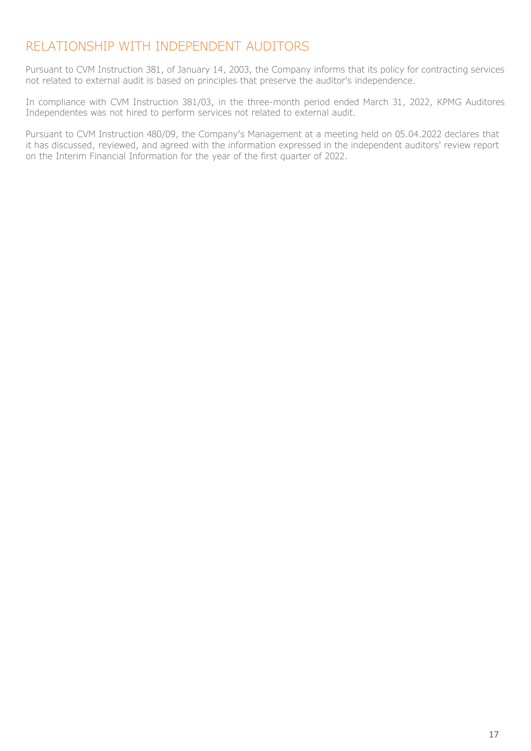# RELATIONSHIP WITH INDEPENDENT AUDITORS

Pursuant to CVM Instruction 381, of January 14, 2003, the Company informs that its policy for contracting services not related to external audit is based on principles that preserve the auditor's independence.

In compliance with CVM Instruction 381/03, in the three-month period ended March 31, 2022, KPMG Auditores Independentes was not hired to perform services not related to external audit.

Pursuant to CVM Instruction 480/09, the Company's Management at a meeting held on 05.04.2022 declares that it has discussed, reviewed, and agreed with the information expressed in the independent auditors' review report on the Interim Financial Information for the year of the first quarter of 2022.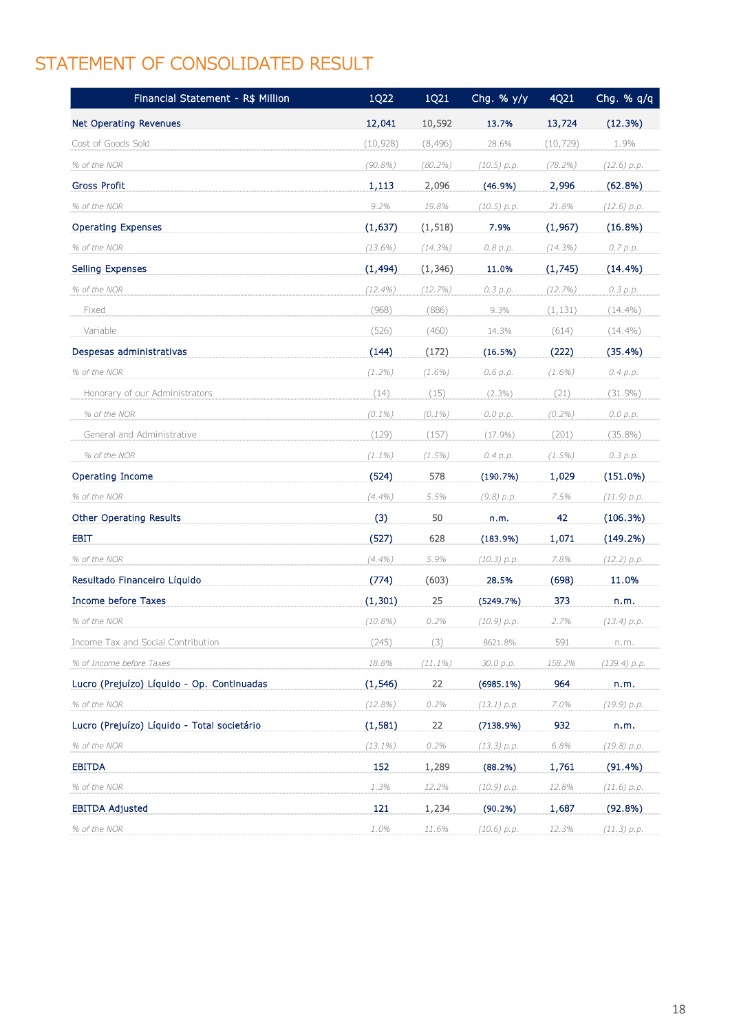# STATEMENT OF CONSOLIDATED RESULT

| Financial Statement - R$ Million | 1Q22 | 1Q21 | Chg. % y/y | 4Q21 | Chg. % q/q |
|---|---|---|---|---|---|
| **Net Operating Revenues** | **12,041** | **10,592** | **13.7%** | **13,724** | **(12.3%)** |
| Cost of Goods Sold | (10,928) | (8,496) | 28.6% | (10,729) | 1.9% |
| *% of the NOR* | *(90.8%)* | *(80.2%)* | *(10.5) p.p.* | *(78.2%)* | *(12.6) p.p.* |
| **Gross Profit** | **1,113** | **2,096** | **(46.9%)** | **2,996** | **(62.8%)** |
| *% of the NOR* | *9.2%* | *19.8%* | *(10.5) p.p.* | *21.8%* | *(12.6) p.p.* |
| **Operating Expenses** | **(1,637)** | **(1,518)** | **7.9%** | **(1,967)** | **(16.8%)** |
| *% of the NOR* | *(13.6%)* | *(14.3%)* | *0.8 p.p.* | *(14.3%)* | *0.7 p.p.* |
| **Selling Expenses** | **(1,494)** | **(1,346)** | **11.0%** | **(1,745)** | **(14.4%)** |
| *% of the NOR* | *(12.4%)* | *(12.7%)* | *0.3 p.p.* | *(12.7%)* | *0.3 p.p.* |
| Fixed | (968) | (886) | 9.3% | (1,131) | (14.4%) |
| Variable | (526) | (460) | 14.3% | (614) | (14.4%) |
| **Despesas administrativas** | **(144)** | **(172)** | **(16.5%)** | **(222)** | **(35.4%)** |
| *% of the NOR* | *(1.2%)* | *(1.6%)* | *0.6 p.p.* | *(1.6%)* | *0.4 p.p.* |
| Honorary of our Administrators | (14) | (15) | (2.3%) | (21) | (31.9%) |
| *% of the NOR* | *(0.1%)* | *(0.1%)* | *0.0 p.p.* | *(0.2%)* | *0.0 p.p.* |
| General and Administrative | (129) | (157) | (17.9%) | (201) | (35.8%) |
| *% of the NOR* | *(1.1%)* | *(1.5%)* | *0.4 p.p.* | *(1.5%)* | *0.3 p.p.* |
| **Operating Income** | **(524)** | **578** | **(190.7%)** | **1,029** | **(151.0%)** |
| *% of the NOR* | *(4.4%)* | *5.5%* | *(9.8) p.p.* | *7.5%* | *(11.9) p.p.* |
| **Other Operating Results** | **(3)** | **50** | **n.m.** | **42** | **(106.3%)** |
| **EBIT** | **(527)** | **628** | **(183.9%)** | **1,071** | **(149.2%)** |
| *% of the NOR* | *(4.4%)* | *5.9%* | *(10.3) p.p.* | *7.8%* | *(12.2) p.p.* |
| **Resultado Financeiro Líquido** | **(774)** | **(603)** | **28.5%** | **(698)** | **11.0%** |
| **Income before Taxes** | **(1,301)** | **25** | **(5249.7%)** | **373** | **n.m.** |
| *% of the NOR* | *(10.8%)* | *0.2%* | *(10.9) p.p.* | *2.7%* | *(13.4) p.p.* |
| Income Tax and Social Contribution | (245) | (3) | 8621.8% | 591 | n.m. |
| *% of Income before Taxes* | *18.8%* | *(11.1%)* | *30.0 p.p.* | *158.2%* | *(139.4) p.p.* |
| **Lucro (Prejuízo) Líquido - Op. Continuadas** | **(1,546)** | **22** | **(6985.1%)** | **964** | **n.m.** |
| *% of the NOR* | *(12.8%)* | *0.2%* | *(13.1) p.p.* | *7.0%* | *(19.9) p.p.* |
| **Lucro (Prejuízo) Líquido - Total societário** | **(1,581)** | **22** | **(7138.9%)** | **932** | **n.m.** |
| *% of the NOR* | *(13.1%)* | *0.2%* | *(13.3) p.p.* | *6.8%* | *(19.8) p.p.* |
| **EBITDA** | **152** | **1,289** | **(88.2%)** | **1,761** | **(91.4%)** |
| *% of the NOR* | *1.3%* | *12.2%* | *(10.9) p.p.* | *12.8%* | *(11.6) p.p.* |
| **EBITDA Adjusted** | **121** | **1,234** | **(90.2%)** | **1,687** | **(92.8%)** |
| *% of the NOR* | *1.0%* | *11.6%* | *(10.6) p.p.* | *12.3%* | *(11.3) p.p.* |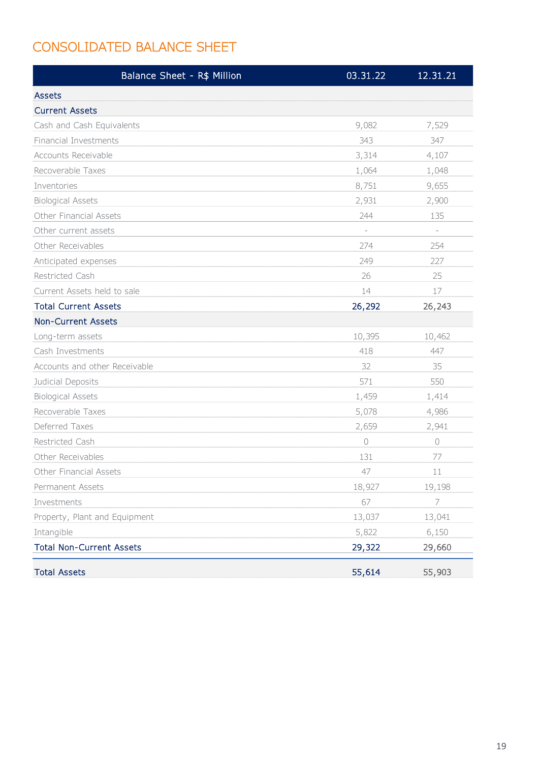# CONSOLIDATED BALANCE SHEET

| Balance Sheet - R$ Million | 03.31.22 | 12.31.21 |
|---|---|---|
| Assets | | |
| Current Assets | | |
| Cash and Cash Equivalents | 9,082 | 7,529 |
| Financial Investments | 343 | 347 |
| Accounts Receivable | 3,314 | 4,107 |
| Recoverable Taxes | 1,064 | 1,048 |
| Inventories | 8,751 | 9,655 |
| Biological Assets | 2,931 | 2,900 |
| Other Financial Assets | 244 | 135 |
| Other current assets | - | - |
| Other Receivables | 274 | 254 |
| Anticipated expenses | 249 | 227 |
| Restricted Cash | 26 | 25 |
| Current Assets held to sale | 14 | 17 |
| **Total Current Assets** | **26,292** | **26,243** |
| Non-Current Assets | | |
| Long-term assets | 10,395 | 10,462 |
| Cash Investments | 418 | 447 |
| Accounts and other Receivable | 32 | 35 |
| Judicial Deposits | 571 | 550 |
| Biological Assets | 1,459 | 1,414 |
| Recoverable Taxes | 5,078 | 4,986 |
| Deferred Taxes | 2,659 | 2,941 |
| Restricted Cash | 0 | 0 |
| Other Receivables | 131 | 77 |
| Other Financial Assets | 47 | 11 |
| Permanent Assets | 18,927 | 19,198 |
| Investments | 67 | 7 |
| Property, Plant and Equipment | 13,037 | 13,041 |
| Intangible | 5,822 | 6,150 |
| **Total Non-Current Assets** | **29,322** | **29,660** |
| **Total Assets** | **55,614** | **55,903** |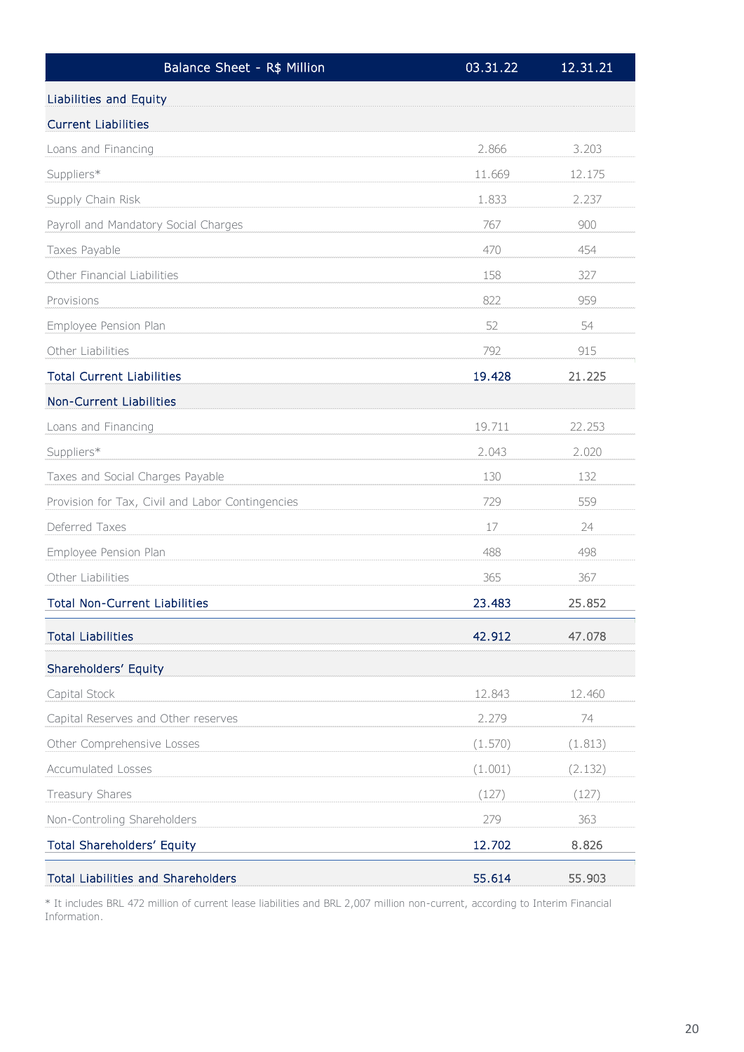| Balance Sheet - R$ Million | 03.31.22 | 12.31.21 |
|---|---|---|
| **Liabilities and Equity** | | |
| **Current Liabilities** | | |
| Loans and Financing | 2.866 | 3.203 |
| Suppliers* | 11.669 | 12.175 |
| Supply Chain Risk | 1.833 | 2.237 |
| Payroll and Mandatory Social Charges | 767 | 900 |
| Taxes Payable | 470 | 454 |
| Other Financial Liabilities | 158 | 327 |
| Provisions | 822 | 959 |
| Employee Pension Plan | 52 | 54 |
| Other Liabilities | 792 | 915 |
| **Total Current Liabilities** | **19.428** | **21.225** |
| **Non-Current Liabilities** | | |
| Loans and Financing | 19.711 | 22.253 |
| Suppliers* | 2.043 | 2.020 |
| Taxes and Social Charges Payable | 130 | 132 |
| Provision for Tax, Civil and Labor Contingencies | 729 | 559 |
| Deferred Taxes | 17 | 24 |
| Employee Pension Plan | 488 | 498 |
| Other Liabilities | 365 | 367 |
| **Total Non-Current Liabilities** | **23.483** | **25.852** |
| **Total Liabilities** | **42.912** | **47.078** |
| **Shareholders' Equity** | | |
| Capital Stock | 12.843 | 12.460 |
| Capital Reserves and Other reserves | 2.279 | 74 |
| Other Comprehensive Losses | (1.570) | (1.813) |
| Accumulated Losses | (1.001) | (2.132) |
| Treasury Shares | (127) | (127) |
| Non-Controling Shareholders | 279 | 363 |
| **Total Shareholders' Equity** | **12.702** | **8.826** |
| **Total Liabilities and Shareholders** | **55.614** | **55.903** |

* It includes BRL 472 million of current lease liabilities and BRL 2,007 million non-current, according to Interim Financial Information.